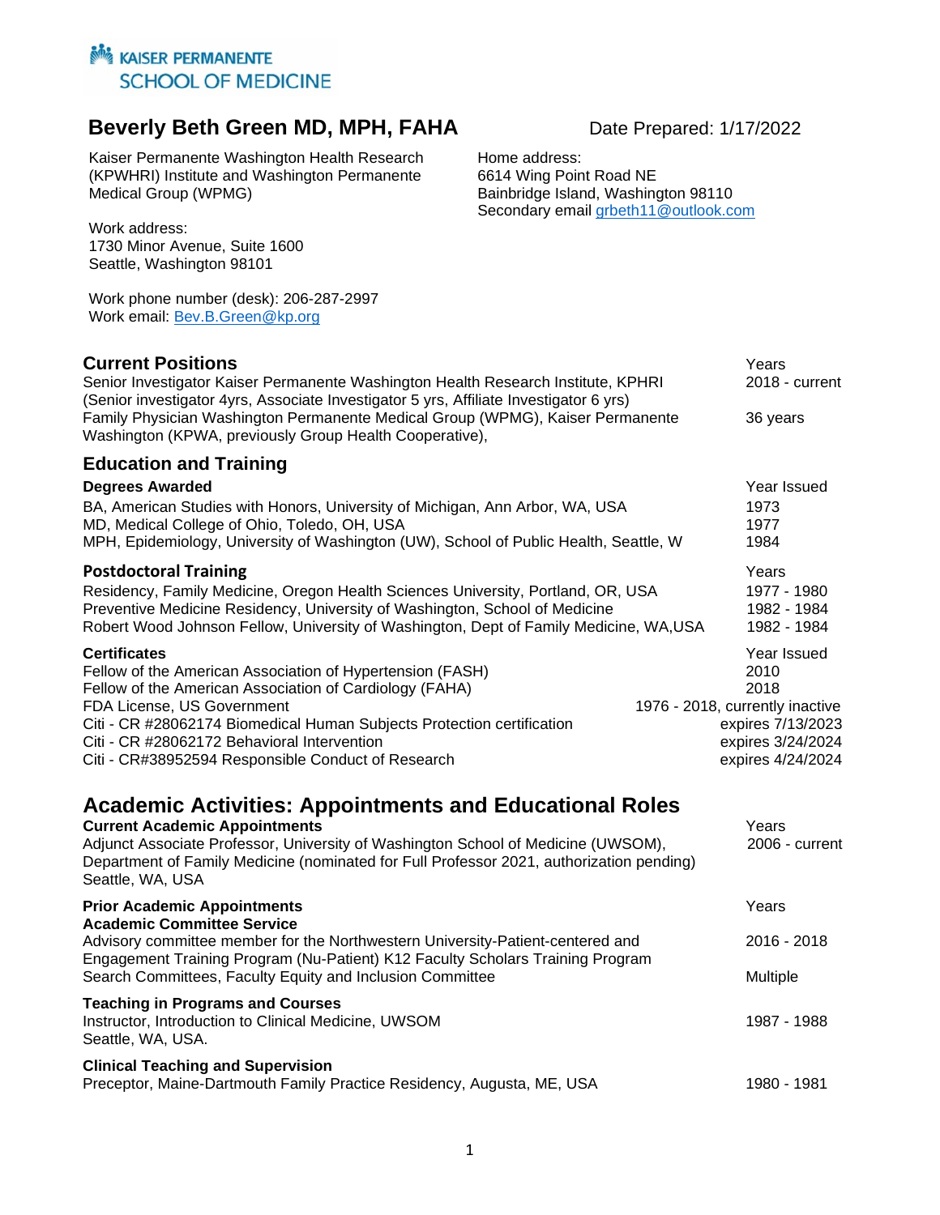KAISER PERMANENTE
SCHOOL OF MEDICINE

# Beverly Beth Green MD, MPH, FAHA

Date Prepared: 1/17/2022

Kaiser Permanente Washington Health Research (KPWHRI) Institute and Washington Permanente Medical Group (WPMG)

Work address:
1730 Minor Avenue, Suite 1600
Seattle, Washington 98101

Work phone number (desk): 206-287-2997
Work email: Bev.B.Green@kp.org

Home address:
6614 Wing Point Road NE
Bainbridge Island, Washington 98110
Secondary email grbeth11@outlook.com

## Current Positions

| | Years |
|---|---|
| Senior Investigator Kaiser Permanente Washington Health Research Institute, KPHRI (Senior investigator 4yrs, Associate Investigator 5 yrs, Affiliate Investigator 6 yrs) | 2018 - current |
| Family Physician Washington Permanente Medical Group (WPMG), Kaiser Permanente Washington (KPWA, previously Group Health Cooperative), | 36 years |

## Education and Training

### Degrees Awarded

| | Year Issued |
|---|---|
| BA, American Studies with Honors, University of Michigan, Ann Arbor, WA, USA | 1973 |
| MD, Medical College of Ohio, Toledo, OH, USA | 1977 |
| MPH, Epidemiology, University of Washington (UW), School of Public Health, Seattle, W | 1984 |

### Postdoctoral Training

| | Years |
|---|---|
| Residency, Family Medicine, Oregon Health Sciences University, Portland, OR, USA | 1977 - 1980 |
| Preventive Medicine Residency, University of Washington, School of Medicine | 1982 - 1984 |
| Robert Wood Johnson Fellow, University of Washington, Dept of Family Medicine, WA,USA | 1982 - 1984 |

### Certificates

| | Year Issued |
|---|---|
| Fellow of the American Association of Hypertension (FASH) | 2010 |
| Fellow of the American Association of Cardiology (FAHA) | 2018 |
| FDA License, US Government | 1976 - 2018, currently inactive |
| Citi - CR #28062174 Biomedical Human Subjects Protection certification | expires 7/13/2023 |
| Citi - CR #28062172 Behavioral Intervention | expires 3/24/2024 |
| Citi - CR#38952594 Responsible Conduct of Research | expires 4/24/2024 |

## Academic Activities: Appointments and Educational Roles

### Current Academic Appointments

| | Years |
|---|---|
| Adjunct Associate Professor, University of Washington School of Medicine (UWSOM), Department of Family Medicine (nominated for Full Professor 2021, authorization pending) Seattle, WA, USA | 2006 - current |

### Prior Academic Appointments

**Academic Committee Service**

| | Years |
|---|---|
| Advisory committee member for the Northwestern University-Patient-centered and Engagement Training Program (Nu-Patient) K12 Faculty Scholars Training Program | 2016 - 2018 |
| Search Committees, Faculty Equity and Inclusion Committee | Multiple |

### Teaching in Programs and Courses

| | |
|---|---|
| Instructor, Introduction to Clinical Medicine, UWSOM Seattle, WA, USA. | 1987 - 1988 |

### Clinical Teaching and Supervision

| | |
|---|---|
| Preceptor, Maine-Dartmouth Family Practice Residency, Augusta, ME, USA | 1980 - 1981 |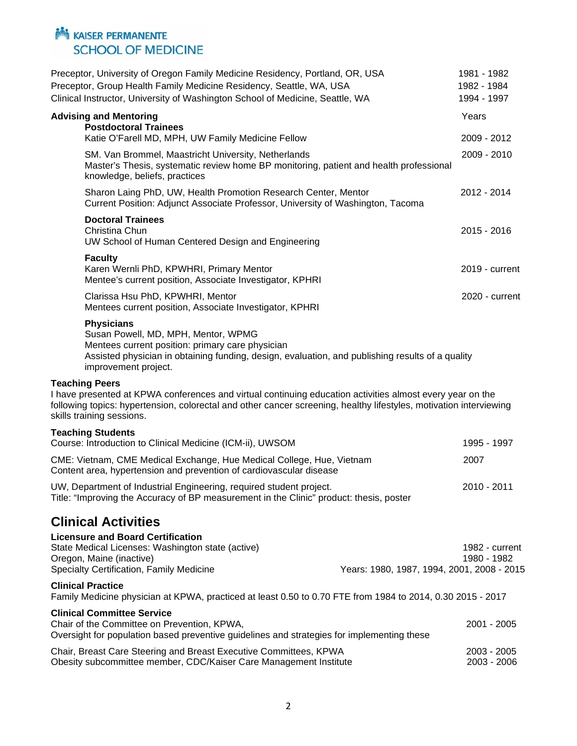Preceptor, University of Oregon Family Medicine Residency, Portland, OR, USA — 1981 - 1982
Preceptor, Group Health Family Medicine Residency, Seattle, WA, USA — 1982 - 1984
Clinical Instructor, University of Washington School of Medicine, Seattle, WA — 1994 - 1997

**Advising and Mentoring** — Years

**Postdoctoral Trainees**

Katie O'Farell MD, MPH, UW Family Medicine Fellow — 2009 - 2012

SM. Van Brommel, Maastricht University, Netherlands — 2009 - 2010
Master's Thesis, systematic review home BP monitoring, patient and health professional knowledge, beliefs, practices

Sharon Laing PhD, UW, Health Promotion Research Center, Mentor — 2012 - 2014
Current Position: Adjunct Associate Professor, University of Washington, Tacoma

**Doctoral Trainees**

Christina Chun — 2015 - 2016
UW School of Human Centered Design and Engineering

**Faculty**

Karen Wernli PhD, KPWHRI, Primary Mentor — 2019 - current
Mentee's current position, Associate Investigator, KPHRI

Clarissa Hsu PhD, KPWHRI, Mentor — 2020 - current
Mentees current position, Associate Investigator, KPHRI

**Physicians**

Susan Powell, MD, MPH, Mentor, WPMG
Mentees current position: primary care physician
Assisted physician in obtaining funding, design, evaluation, and publishing results of a quality improvement project.

**Teaching Peers**

I have presented at KPWA conferences and virtual continuing education activities almost every year on the following topics: hypertension, colorectal and other cancer screening, healthy lifestyles, motivation interviewing skills training sessions.

**Teaching Students**

Course: Introduction to Clinical Medicine (ICM-ii), UWSOM — 1995 - 1997

CME: Vietnam, CME Medical Exchange, Hue Medical College, Hue, Vietnam — 2007
Content area, hypertension and prevention of cardiovascular disease

UW, Department of Industrial Engineering, required student project. — 2010 - 2011
Title: "Improving the Accuracy of BP measurement in the Clinic" product: thesis, poster

## Clinical Activities

**Licensure and Board Certification**

State Medical Licenses: Washington state (active) — 1982 - current
Oregon, Maine (inactive) — 1980 - 1982
Specialty Certification, Family Medicine — Years: 1980, 1987, 1994, 2001, 2008 - 2015

**Clinical Practice**

Family Medicine physician at KPWA, practiced at least 0.50 to 0.70 FTE from 1984 to 2014, 0.30 2015 - 2017

**Clinical Committee Service**

Chair of the Committee on Prevention, KPWA, — 2001 - 2005
Oversight for population based preventive guidelines and strategies for implementing these

Chair, Breast Care Steering and Breast Executive Committees, KPWA — 2003 - 2005
Obesity subcommittee member, CDC/Kaiser Care Management Institute — 2003 - 2006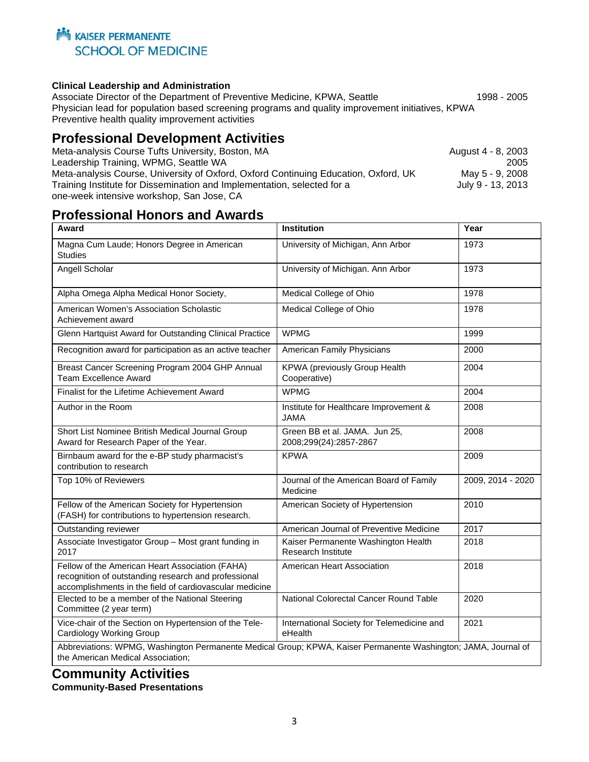**Clinical Leadership and Administration**

Associate Director of the Department of Preventive Medicine, KPWA, Seattle 1998 - 2005
Physician lead for population based screening programs and quality improvement initiatives, KPWA
Preventive health quality improvement activities

## Professional Development Activities

Meta-analysis Course Tufts University, Boston, MA August 4 - 8, 2003
Leadership Training, WPMG, Seattle WA 2005
Meta-analysis Course, University of Oxford, Oxford Continuing Education, Oxford, UK May 5 - 9, 2008
Training Institute for Dissemination and Implementation, selected for a one-week intensive workshop, San Jose, CA July 9 - 13, 2013

## Professional Honors and Awards

| Award | Institution | Year |
|---|---|---|
| Magna Cum Laude; Honors Degree in American Studies | University of Michigan, Ann Arbor | 1973 |
| Angell Scholar | University of Michigan. Ann Arbor | 1973 |
| Alpha Omega Alpha Medical Honor Society, | Medical College of Ohio | 1978 |
| American Women's Association Scholastic Achievement award | Medical College of Ohio | 1978 |
| Glenn Hartquist Award for Outstanding Clinical Practice | WPMG | 1999 |
| Recognition award for participation as an active teacher | American Family Physicians | 2000 |
| Breast Cancer Screening Program 2004 GHP Annual Team Excellence Award | KPWA (previously Group Health Cooperative) | 2004 |
| Finalist for the Lifetime Achievement Award | WPMG | 2004 |
| Author in the Room | Institute for Healthcare Improvement & JAMA | 2008 |
| Short List Nominee British Medical Journal Group Award for Research Paper of the Year. | Green BB et al. JAMA. Jun 25, 2008;299(24):2857-2867 | 2008 |
| Birnbaum award for the e-BP study pharmacist's contribution to research | KPWA | 2009 |
| Top 10% of Reviewers | Journal of the American Board of Family Medicine | 2009, 2014 - 2020 |
| Fellow of the American Society for Hypertension (FASH) for contributions to hypertension research. | American Society of Hypertension | 2010 |
| Outstanding reviewer | American Journal of Preventive Medicine | 2017 |
| Associate Investigator Group – Most grant funding in 2017 | Kaiser Permanente Washington Health Research Institute | 2018 |
| Fellow of the American Heart Association (FAHA) recognition of outstanding research and professional accomplishments in the field of cardiovascular medicine | American Heart Association | 2018 |
| Elected to be a member of the National Steering Committee (2 year term) | National Colorectal Cancer Round Table | 2020 |
| Vice-chair of the Section on Hypertension of the Tele-Cardiology Working Group | International Society for Telemedicine and eHealth | 2021 |
| Abbreviations: WPMG, Washington Permanente Medical Group; KPWA, Kaiser Permanente Washington; JAMA, Journal of the American Medical Association; | | |

## Community Activities

**Community-Based Presentations**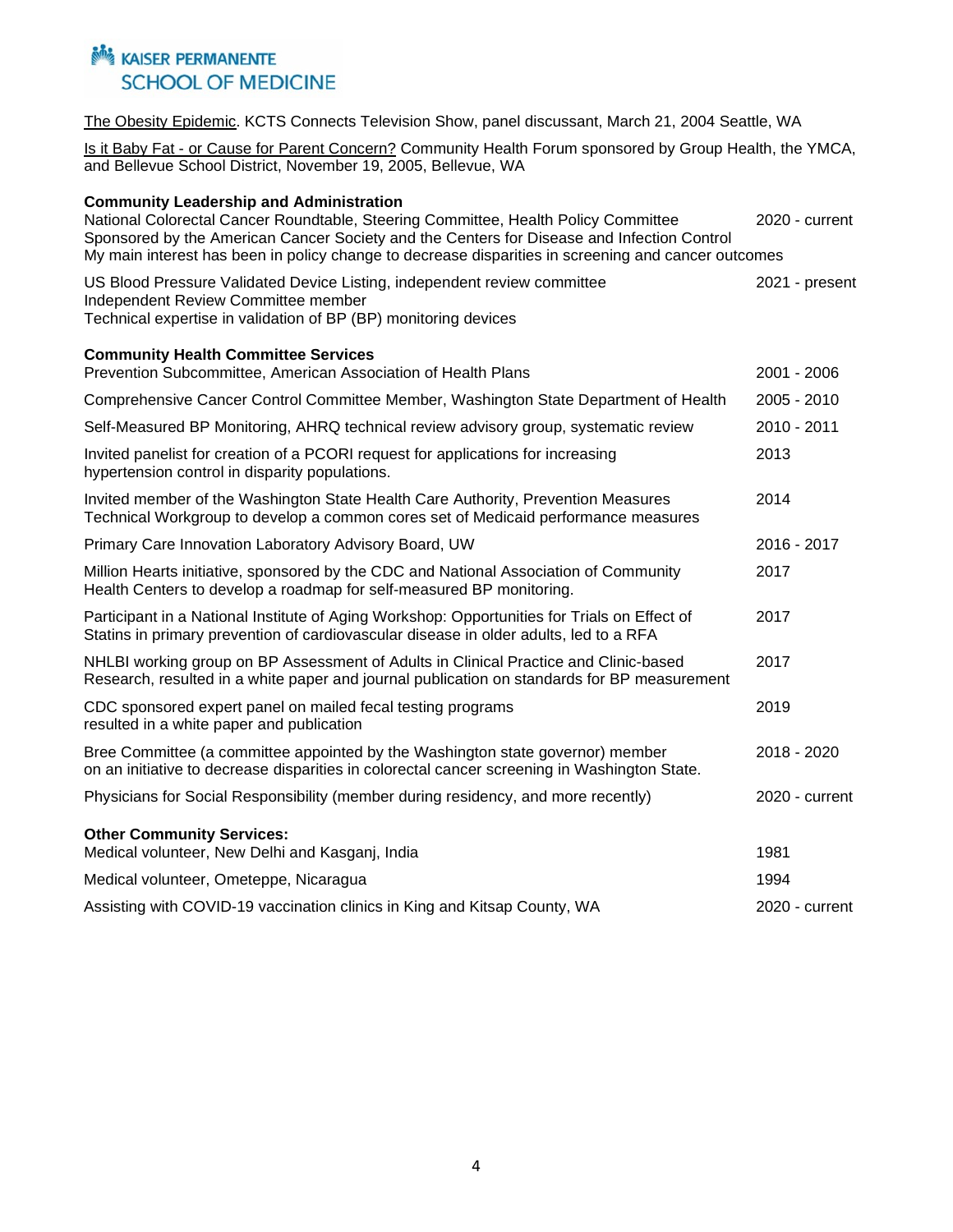<u>The Obesity Epidemic</u>. KCTS Connects Television Show, panel discussant, March 21, 2004 Seattle, WA

<u>Is it Baby Fat - or Cause for Parent Concern?</u> Community Health Forum sponsored by Group Health, the YMCA, and Bellevue School District, November 19, 2005, Bellevue, WA

**Community Leadership and Administration**

National Colorectal Cancer Roundtable, Steering Committee, Health Policy Committee — 2020 - current
Sponsored by the American Cancer Society and the Centers for Disease and Infection Control
My main interest has been in policy change to decrease disparities in screening and cancer outcomes

US Blood Pressure Validated Device Listing, independent review committee — 2021 - present
Independent Review Committee member
Technical expertise in validation of BP (BP) monitoring devices

**Community Health Committee Services**

| | |
|---|---|
| Prevention Subcommittee, American Association of Health Plans | 2001 - 2006 |
| Comprehensive Cancer Control Committee Member, Washington State Department of Health | 2005 - 2010 |
| Self-Measured BP Monitoring, AHRQ technical review advisory group, systematic review | 2010 - 2011 |
| Invited panelist for creation of a PCORI request for applications for increasing hypertension control in disparity populations. | 2013 |
| Invited member of the Washington State Health Care Authority, Prevention Measures Technical Workgroup to develop a common cores set of Medicaid performance measures | 2014 |
| Primary Care Innovation Laboratory Advisory Board, UW | 2016 - 2017 |
| Million Hearts initiative, sponsored by the CDC and National Association of Community Health Centers to develop a roadmap for self-measured BP monitoring. | 2017 |
| Participant in a National Institute of Aging Workshop: Opportunities for Trials on Effect of Statins in primary prevention of cardiovascular disease in older adults, led to a RFA | 2017 |
| NHLBI working group on BP Assessment of Adults in Clinical Practice and Clinic-based Research, resulted in a white paper and journal publication on standards for BP measurement | 2017 |
| CDC sponsored expert panel on mailed fecal testing programs resulted in a white paper and publication | 2019 |
| Bree Committee (a committee appointed by the Washington state governor) member on an initiative to decrease disparities in colorectal cancer screening in Washington State. | 2018 - 2020 |
| Physicians for Social Responsibility (member during residency, and more recently) | 2020 - current |

**Other Community Services:**

| | |
|---|---|
| Medical volunteer, New Delhi and Kasganj, India | 1981 |
| Medical volunteer, Ometeppe, Nicaragua | 1994 |
| Assisting with COVID-19 vaccination clinics in King and Kitsap County, WA | 2020 - current |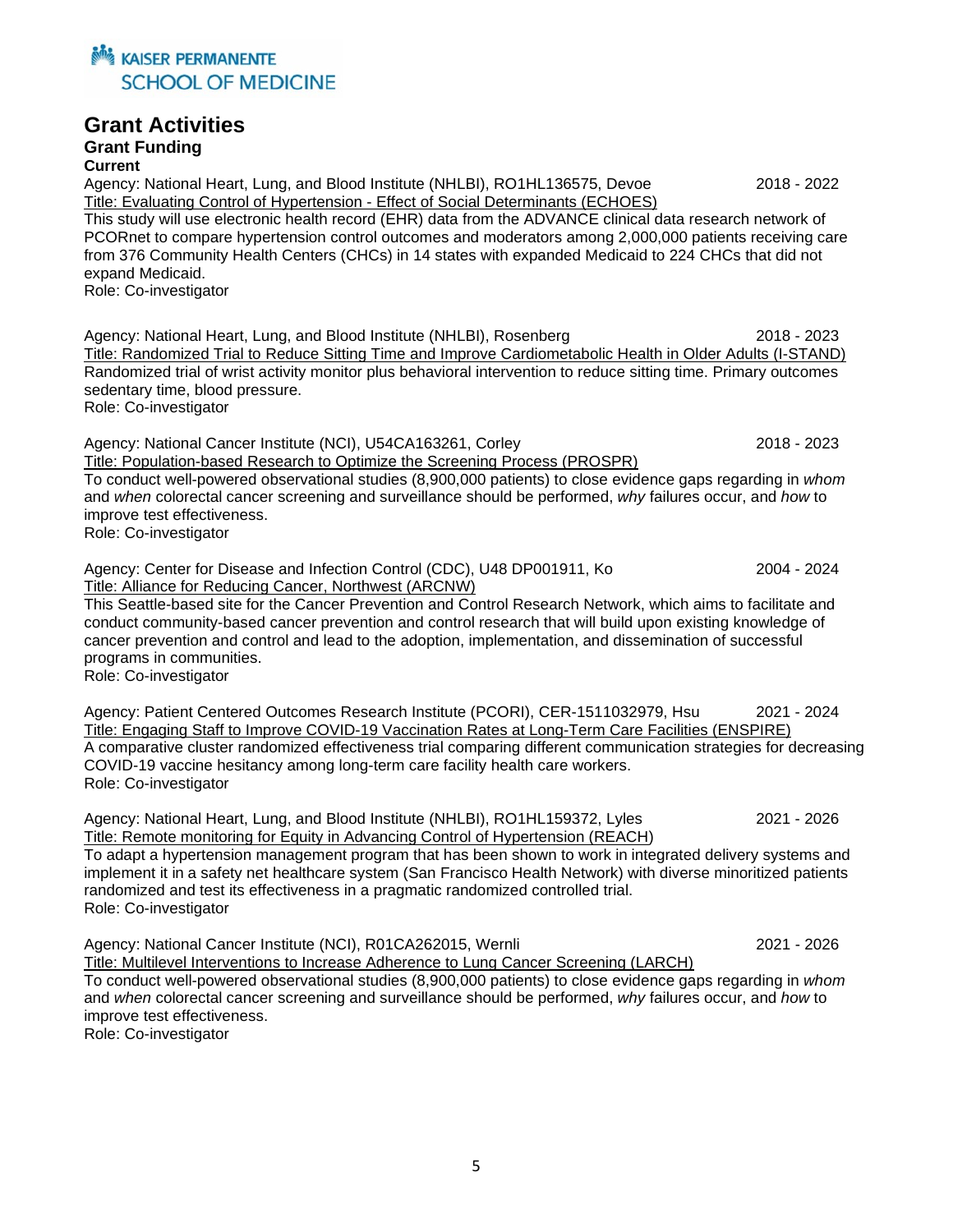## Grant Activities

### Grant Funding

**Current**

Agency: National Heart, Lung, and Blood Institute (NHLBI), RO1HL136575, Devoe 2018 - 2022
Title: Evaluating Control of Hypertension - Effect of Social Determinants (ECHOES)
This study will use electronic health record (EHR) data from the ADVANCE clinical data research network of PCORnet to compare hypertension control outcomes and moderators among 2,000,000 patients receiving care from 376 Community Health Centers (CHCs) in 14 states with expanded Medicaid to 224 CHCs that did not expand Medicaid.
Role: Co-investigator

Agency: National Heart, Lung, and Blood Institute (NHLBI), Rosenberg 2018 - 2023
Title: Randomized Trial to Reduce Sitting Time and Improve Cardiometabolic Health in Older Adults (I-STAND)
Randomized trial of wrist activity monitor plus behavioral intervention to reduce sitting time. Primary outcomes sedentary time, blood pressure.
Role: Co-investigator

Agency: National Cancer Institute (NCI), U54CA163261, Corley 2018 - 2023
Title: Population-based Research to Optimize the Screening Process (PROSPR)
To conduct well-powered observational studies (8,900,000 patients) to close evidence gaps regarding in *whom* and *when* colorectal cancer screening and surveillance should be performed, *why* failures occur, and *how* to improve test effectiveness.
Role: Co-investigator

Agency: Center for Disease and Infection Control (CDC), U48 DP001911, Ko 2004 - 2024
Title: Alliance for Reducing Cancer, Northwest (ARCNW)
This Seattle-based site for the Cancer Prevention and Control Research Network, which aims to facilitate and conduct community-based cancer prevention and control research that will build upon existing knowledge of cancer prevention and control and lead to the adoption, implementation, and dissemination of successful programs in communities.
Role: Co-investigator

Agency: Patient Centered Outcomes Research Institute (PCORI), CER-1511032979, Hsu 2021 - 2024
Title: Engaging Staff to Improve COVID-19 Vaccination Rates at Long-Term Care Facilities (ENSPIRE)
A comparative cluster randomized effectiveness trial comparing different communication strategies for decreasing COVID-19 vaccine hesitancy among long-term care facility health care workers.
Role: Co-investigator

Agency: National Heart, Lung, and Blood Institute (NHLBI), RO1HL159372, Lyles 2021 - 2026
Title: Remote monitoring for Equity in Advancing Control of Hypertension (REACH)
To adapt a hypertension management program that has been shown to work in integrated delivery systems and implement it in a safety net healthcare system (San Francisco Health Network) with diverse minoritized patients randomized and test its effectiveness in a pragmatic randomized controlled trial.
Role: Co-investigator

Agency: National Cancer Institute (NCI), R01CA262015, Wernli 2021 - 2026
Title: Multilevel Interventions to Increase Adherence to Lung Cancer Screening (LARCH)
To conduct well-powered observational studies (8,900,000 patients) to close evidence gaps regarding in *whom* and *when* colorectal cancer screening and surveillance should be performed, *why* failures occur, and *how* to improve test effectiveness.
Role: Co-investigator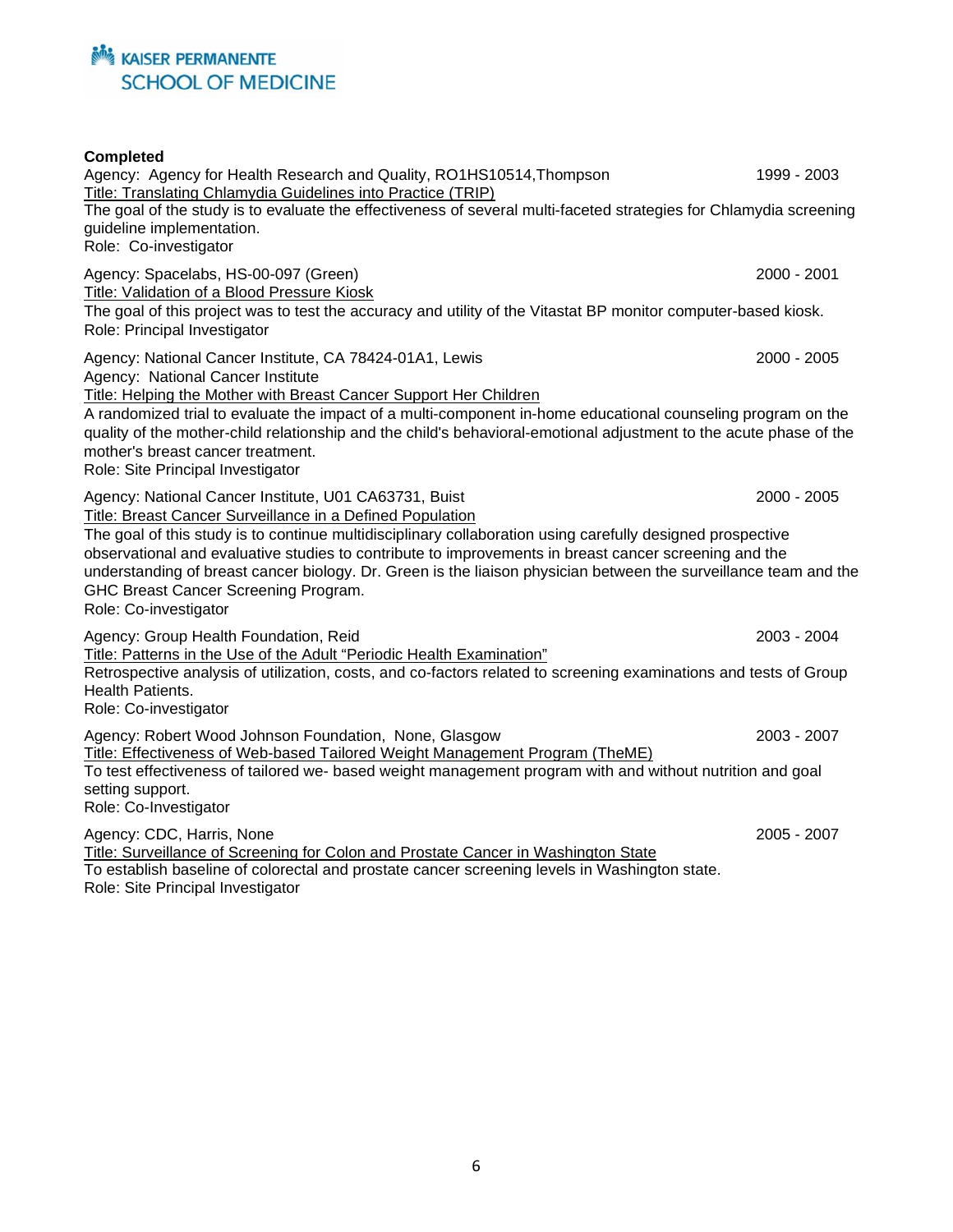**Completed**

Agency: Agency for Health Research and Quality, RO1HS10514,Thompson 1999 - 2003
Title: Translating Chlamydia Guidelines into Practice (TRIP)
The goal of the study is to evaluate the effectiveness of several multi-faceted strategies for Chlamydia screening guideline implementation.
Role: Co-investigator

Agency: Spacelabs, HS-00-097 (Green) 2000 - 2001
Title: Validation of a Blood Pressure Kiosk
The goal of this project was to test the accuracy and utility of the Vitastat BP monitor computer-based kiosk.
Role: Principal Investigator

Agency: National Cancer Institute, CA 78424-01A1, Lewis 2000 - 2005
Agency: National Cancer Institute
Title: Helping the Mother with Breast Cancer Support Her Children
A randomized trial to evaluate the impact of a multi-component in-home educational counseling program on the quality of the mother-child relationship and the child's behavioral-emotional adjustment to the acute phase of the mother's breast cancer treatment.
Role: Site Principal Investigator

Agency: National Cancer Institute, U01 CA63731, Buist 2000 - 2005
Title: Breast Cancer Surveillance in a Defined Population
The goal of this study is to continue multidisciplinary collaboration using carefully designed prospective observational and evaluative studies to contribute to improvements in breast cancer screening and the understanding of breast cancer biology. Dr. Green is the liaison physician between the surveillance team and the GHC Breast Cancer Screening Program.
Role: Co-investigator

Agency: Group Health Foundation, Reid 2003 - 2004
Title: Patterns in the Use of the Adult "Periodic Health Examination"
Retrospective analysis of utilization, costs, and co-factors related to screening examinations and tests of Group Health Patients.
Role: Co-investigator

Agency: Robert Wood Johnson Foundation, None, Glasgow 2003 - 2007
Title: Effectiveness of Web-based Tailored Weight Management Program (TheME)
To test effectiveness of tailored we- based weight management program with and without nutrition and goal setting support.
Role: Co-Investigator

Agency: CDC, Harris, None 2005 - 2007
Title: Surveillance of Screening for Colon and Prostate Cancer in Washington State
To establish baseline of colorectal and prostate cancer screening levels in Washington state.
Role: Site Principal Investigator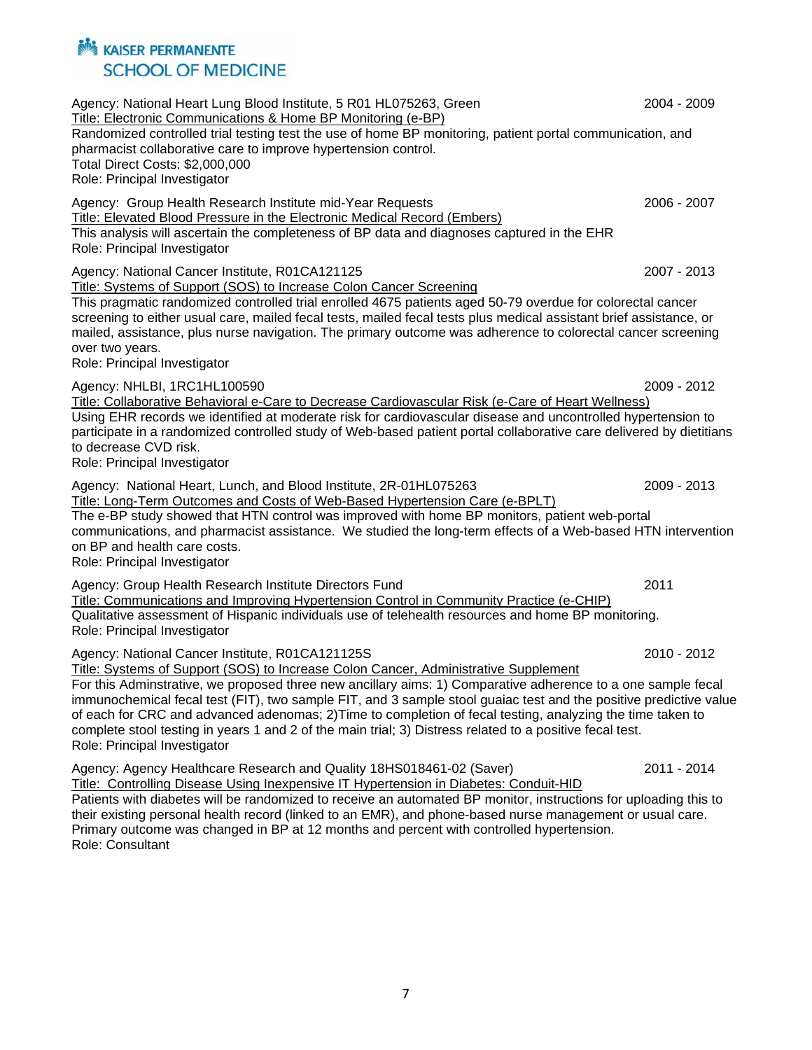Agency: National Heart Lung Blood Institute, 5 R01 HL075263, Green 2004 - 2009
Title: Electronic Communications & Home BP Monitoring (e-BP)
Randomized controlled trial testing test the use of home BP monitoring, patient portal communication, and pharmacist collaborative care to improve hypertension control.
Total Direct Costs: $2,000,000
Role: Principal Investigator

Agency: Group Health Research Institute mid-Year Requests 2006 - 2007
Title: Elevated Blood Pressure in the Electronic Medical Record (Embers)
This analysis will ascertain the completeness of BP data and diagnoses captured in the EHR
Role: Principal Investigator

Agency: National Cancer Institute, R01CA121125 2007 - 2013
Title: Systems of Support (SOS) to Increase Colon Cancer Screening
This pragmatic randomized controlled trial enrolled 4675 patients aged 50-79 overdue for colorectal cancer screening to either usual care, mailed fecal tests, mailed fecal tests plus medical assistant brief assistance, or mailed, assistance, plus nurse navigation. The primary outcome was adherence to colorectal cancer screening over two years.
Role: Principal Investigator

Agency: NHLBI, 1RC1HL100590 2009 - 2012
Title: Collaborative Behavioral e-Care to Decrease Cardiovascular Risk (e-Care of Heart Wellness)
Using EHR records we identified at moderate risk for cardiovascular disease and uncontrolled hypertension to participate in a randomized controlled study of Web-based patient portal collaborative care delivered by dietitians to decrease CVD risk.
Role: Principal Investigator

Agency: National Heart, Lunch, and Blood Institute, 2R-01HL075263 2009 - 2013
Title: Long-Term Outcomes and Costs of Web-Based Hypertension Care (e-BPLT)
The e-BP study showed that HTN control was improved with home BP monitors, patient web-portal communications, and pharmacist assistance. We studied the long-term effects of a Web-based HTN intervention on BP and health care costs.
Role: Principal Investigator

Agency: Group Health Research Institute Directors Fund 2011
Title: Communications and Improving Hypertension Control in Community Practice (e-CHIP)
Qualitative assessment of Hispanic individuals use of telehealth resources and home BP monitoring.
Role: Principal Investigator

Agency: National Cancer Institute, R01CA121125S 2010 - 2012
Title: Systems of Support (SOS) to Increase Colon Cancer, Administrative Supplement
For this Adminstrative, we proposed three new ancillary aims: 1) Comparative adherence to a one sample fecal immunochemical fecal test (FIT), two sample FIT, and 3 sample stool guaiac test and the positive predictive value of each for CRC and advanced adenomas; 2)Time to completion of fecal testing, analyzing the time taken to complete stool testing in years 1 and 2 of the main trial; 3) Distress related to a positive fecal test.
Role: Principal Investigator

Agency: Agency Healthcare Research and Quality 18HS018461-02 (Saver) 2011 - 2014
Title: Controlling Disease Using Inexpensive IT Hypertension in Diabetes: Conduit-HID
Patients with diabetes will be randomized to receive an automated BP monitor, instructions for uploading this to their existing personal health record (linked to an EMR), and phone-based nurse management or usual care. Primary outcome was changed in BP at 12 months and percent with controlled hypertension.
Role: Consultant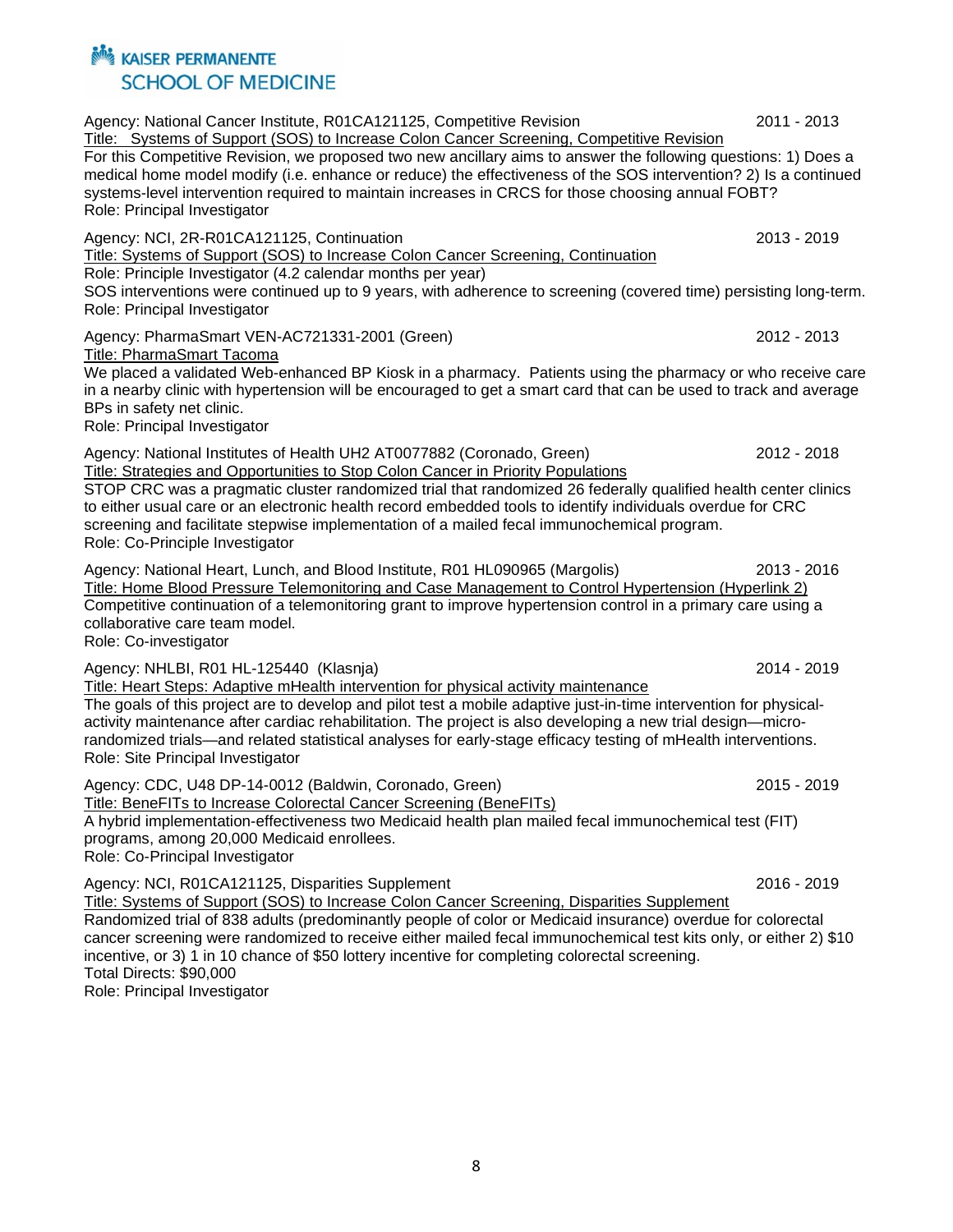Agency: National Cancer Institute, R01CA121125, Competitive Revision 2011 - 2013
Title: Systems of Support (SOS) to Increase Colon Cancer Screening, Competitive Revision
For this Competitive Revision, we proposed two new ancillary aims to answer the following questions: 1) Does a medical home model modify (i.e. enhance or reduce) the effectiveness of the SOS intervention? 2) Is a continued systems-level intervention required to maintain increases in CRCS for those choosing annual FOBT?
Role: Principal Investigator

Agency: NCI, 2R-R01CA121125, Continuation 2013 - 2019
Title: Systems of Support (SOS) to Increase Colon Cancer Screening, Continuation
Role: Principle Investigator (4.2 calendar months per year)
SOS interventions were continued up to 9 years, with adherence to screening (covered time) persisting long-term.
Role: Principal Investigator

Agency: PharmaSmart VEN-AC721331-2001 (Green) 2012 - 2013
Title: PharmaSmart Tacoma
We placed a validated Web-enhanced BP Kiosk in a pharmacy. Patients using the pharmacy or who receive care in a nearby clinic with hypertension will be encouraged to get a smart card that can be used to track and average BPs in safety net clinic.
Role: Principal Investigator

Agency: National Institutes of Health UH2 AT0077882 (Coronado, Green) 2012 - 2018
Title: Strategies and Opportunities to Stop Colon Cancer in Priority Populations
STOP CRC was a pragmatic cluster randomized trial that randomized 26 federally qualified health center clinics to either usual care or an electronic health record embedded tools to identify individuals overdue for CRC screening and facilitate stepwise implementation of a mailed fecal immunochemical program.
Role: Co-Principle Investigator

Agency: National Heart, Lunch, and Blood Institute, R01 HL090965 (Margolis) 2013 - 2016
Title: Home Blood Pressure Telemonitoring and Case Management to Control Hypertension (Hyperlink 2)
Competitive continuation of a telemonitoring grant to improve hypertension control in a primary care using a collaborative care team model.
Role: Co-investigator

Agency: NHLBI, R01 HL-125440 (Klasnja) 2014 - 2019
Title: Heart Steps: Adaptive mHealth intervention for physical activity maintenance
The goals of this project are to develop and pilot test a mobile adaptive just-in-time intervention for physical-activity maintenance after cardiac rehabilitation. The project is also developing a new trial design—micro-randomized trials—and related statistical analyses for early-stage efficacy testing of mHealth interventions.
Role: Site Principal Investigator

Agency: CDC, U48 DP-14-0012 (Baldwin, Coronado, Green) 2015 - 2019
Title: BeneFITs to Increase Colorectal Cancer Screening (BeneFITs)
A hybrid implementation-effectiveness two Medicaid health plan mailed fecal immunochemical test (FIT) programs, among 20,000 Medicaid enrollees.
Role: Co-Principal Investigator

Agency: NCI, R01CA121125, Disparities Supplement 2016 - 2019
Title: Systems of Support (SOS) to Increase Colon Cancer Screening, Disparities Supplement
Randomized trial of 838 adults (predominantly people of color or Medicaid insurance) overdue for colorectal cancer screening were randomized to receive either mailed fecal immunochemical test kits only, or either 2) $10 incentive, or 3) 1 in 10 chance of $50 lottery incentive for completing colorectal screening.
Total Directs: $90,000
Role: Principal Investigator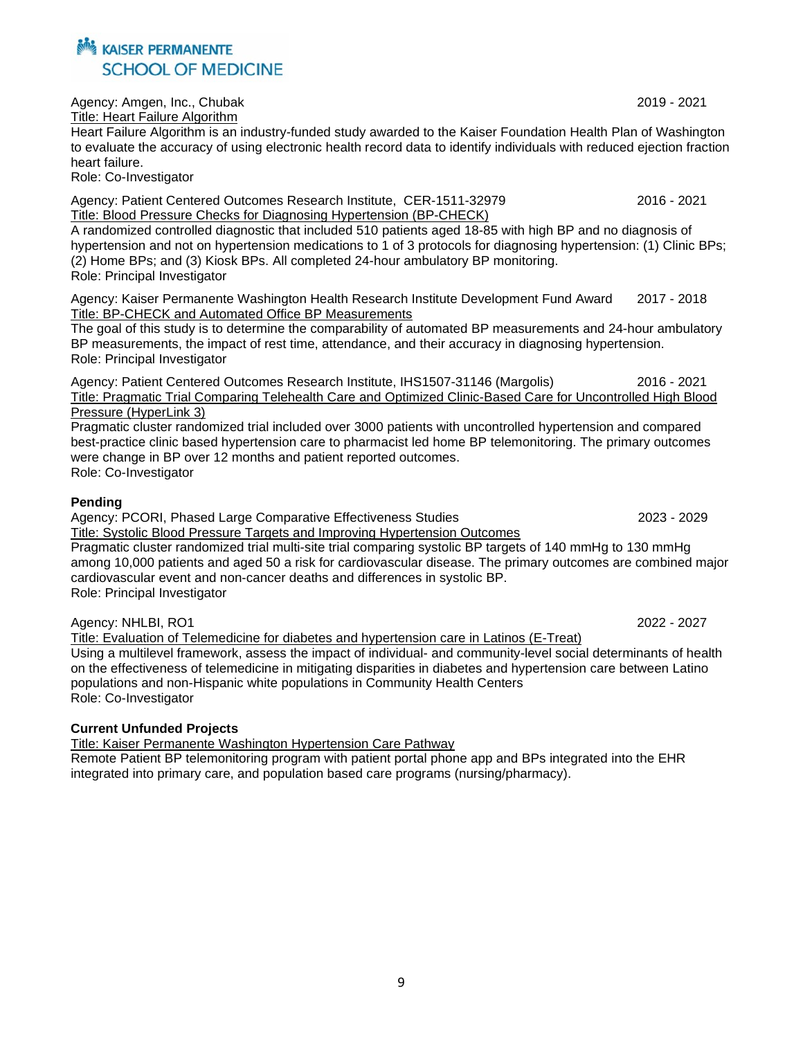Agency: Amgen, Inc., Chubak 2019 - 2021
Title: Heart Failure Algorithm
Heart Failure Algorithm is an industry-funded study awarded to the Kaiser Foundation Health Plan of Washington to evaluate the accuracy of using electronic health record data to identify individuals with reduced ejection fraction heart failure.
Role: Co-Investigator

Agency: Patient Centered Outcomes Research Institute, CER-1511-32979 2016 - 2021
Title: Blood Pressure Checks for Diagnosing Hypertension (BP-CHECK)
A randomized controlled diagnostic that included 510 patients aged 18-85 with high BP and no diagnosis of hypertension and not on hypertension medications to 1 of 3 protocols for diagnosing hypertension: (1) Clinic BPs; (2) Home BPs; and (3) Kiosk BPs. All completed 24-hour ambulatory BP monitoring.
Role: Principal Investigator

Agency: Kaiser Permanente Washington Health Research Institute Development Fund Award 2017 - 2018
Title: BP-CHECK and Automated Office BP Measurements
The goal of this study is to determine the comparability of automated BP measurements and 24-hour ambulatory BP measurements, the impact of rest time, attendance, and their accuracy in diagnosing hypertension.
Role: Principal Investigator

Agency: Patient Centered Outcomes Research Institute, IHS1507-31146 (Margolis) 2016 - 2021
Title: Pragmatic Trial Comparing Telehealth Care and Optimized Clinic-Based Care for Uncontrolled High Blood Pressure (HyperLink 3)
Pragmatic cluster randomized trial included over 3000 patients with uncontrolled hypertension and compared best-practice clinic based hypertension care to pharmacist led home BP telemonitoring. The primary outcomes were change in BP over 12 months and patient reported outcomes.
Role: Co-Investigator

**Pending**
Agency: PCORI, Phased Large Comparative Effectiveness Studies 2023 - 2029
Title: Systolic Blood Pressure Targets and Improving Hypertension Outcomes
Pragmatic cluster randomized trial multi-site trial comparing systolic BP targets of 140 mmHg to 130 mmHg among 10,000 patients and aged 50 a risk for cardiovascular disease. The primary outcomes are combined major cardiovascular event and non-cancer deaths and differences in systolic BP.
Role: Principal Investigator

Agency: NHLBI, RO1 2022 - 2027
Title: Evaluation of Telemedicine for diabetes and hypertension care in Latinos (E-Treat)
Using a multilevel framework, assess the impact of individual- and community-level social determinants of health on the effectiveness of telemedicine in mitigating disparities in diabetes and hypertension care between Latino populations and non-Hispanic white populations in Community Health Centers
Role: Co-Investigator

**Current Unfunded Projects**
Title: Kaiser Permanente Washington Hypertension Care Pathway
Remote Patient BP telemonitoring program with patient portal phone app and BPs integrated into the EHR integrated into primary care, and population based care programs (nursing/pharmacy).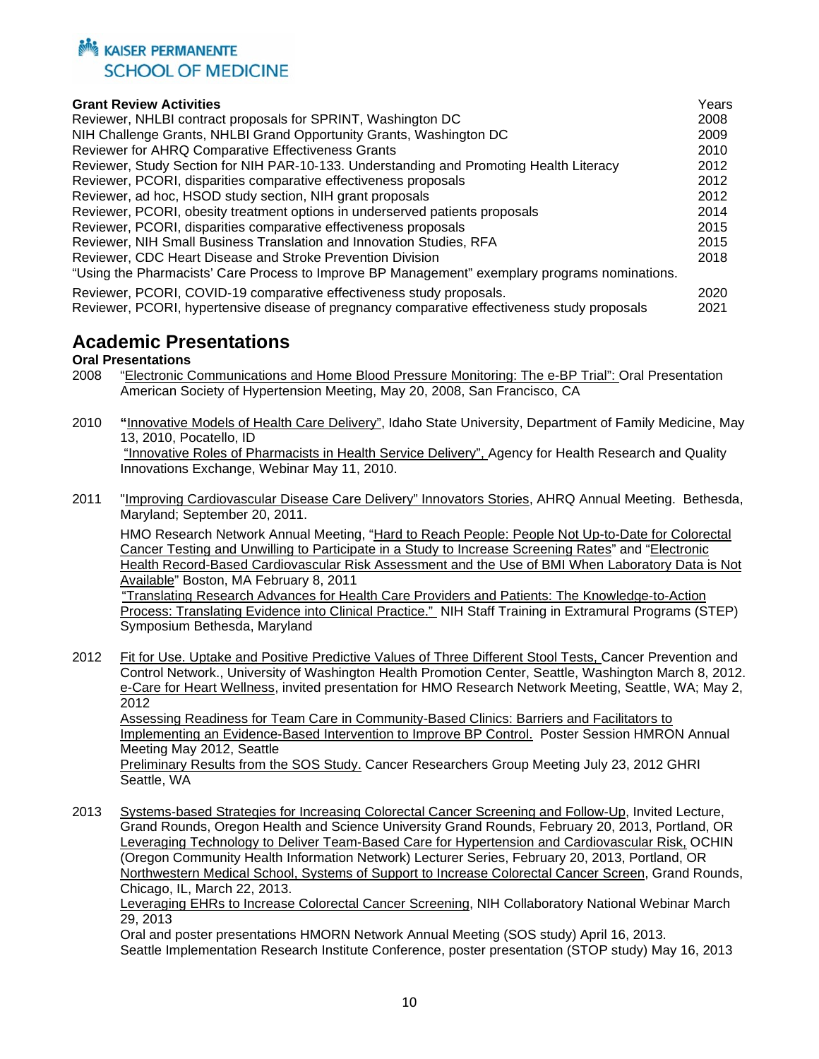**Grant Review Activities**

| Grant Review Activities | Years |
|---|---|
| Reviewer, NHLBI contract proposals for SPRINT, Washington DC | 2008 |
| NIH Challenge Grants, NHLBI Grand Opportunity Grants, Washington DC | 2009 |
| Reviewer for AHRQ Comparative Effectiveness Grants | 2010 |
| Reviewer, Study Section for NIH PAR-10-133. Understanding and Promoting Health Literacy | 2012 |
| Reviewer, PCORI, disparities comparative effectiveness proposals | 2012 |
| Reviewer, ad hoc, HSOD study section, NIH grant proposals | 2012 |
| Reviewer, PCORI, obesity treatment options in underserved patients proposals | 2014 |
| Reviewer, PCORI, disparities comparative effectiveness proposals | 2015 |
| Reviewer, NIH Small Business Translation and Innovation Studies, RFA | 2015 |
| Reviewer, CDC Heart Disease and Stroke Prevention Division "Using the Pharmacists' Care Process to Improve BP Management" exemplary programs nominations. | 2018 |
| Reviewer, PCORI, COVID-19 comparative effectiveness study proposals. | 2020 |
| Reviewer, PCORI, hypertensive disease of pregnancy comparative effectiveness study proposals | 2021 |

# Academic Presentations

**Oral Presentations**

2008 "Electronic Communications and Home Blood Pressure Monitoring: The e-BP Trial": Oral Presentation American Society of Hypertension Meeting, May 20, 2008, San Francisco, CA

2010 "Innovative Models of Health Care Delivery", Idaho State University, Department of Family Medicine, May 13, 2010, Pocatello, ID
"Innovative Roles of Pharmacists in Health Service Delivery", Agency for Health Research and Quality Innovations Exchange, Webinar May 11, 2010.

2011 "Improving Cardiovascular Disease Care Delivery" Innovators Stories, AHRQ Annual Meeting. Bethesda, Maryland; September 20, 2011.
HMO Research Network Annual Meeting, "Hard to Reach People: People Not Up-to-Date for Colorectal Cancer Testing and Unwilling to Participate in a Study to Increase Screening Rates" and "Electronic Health Record-Based Cardiovascular Risk Assessment and the Use of BMI When Laboratory Data is Not Available" Boston, MA February 8, 2011
"Translating Research Advances for Health Care Providers and Patients: The Knowledge-to-Action Process: Translating Evidence into Clinical Practice." NIH Staff Training in Extramural Programs (STEP) Symposium Bethesda, Maryland

2012 Fit for Use. Uptake and Positive Predictive Values of Three Different Stool Tests, Cancer Prevention and Control Network., University of Washington Health Promotion Center, Seattle, Washington March 8, 2012.
e-Care for Heart Wellness, invited presentation for HMO Research Network Meeting, Seattle, WA; May 2, 2012
Assessing Readiness for Team Care in Community-Based Clinics: Barriers and Facilitators to Implementing an Evidence-Based Intervention to Improve BP Control. Poster Session HMRON Annual Meeting May 2012, Seattle
Preliminary Results from the SOS Study. Cancer Researchers Group Meeting July 23, 2012 GHRI Seattle, WA

2013 Systems-based Strategies for Increasing Colorectal Cancer Screening and Follow-Up, Invited Lecture, Grand Rounds, Oregon Health and Science University Grand Rounds, February 20, 2013, Portland, OR
Leveraging Technology to Deliver Team-Based Care for Hypertension and Cardiovascular Risk, OCHIN (Oregon Community Health Information Network) Lecturer Series, February 20, 2013, Portland, OR
Northwestern Medical School, Systems of Support to Increase Colorectal Cancer Screen, Grand Rounds, Chicago, IL, March 22, 2013.
Leveraging EHRs to Increase Colorectal Cancer Screening, NIH Collaboratory National Webinar March 29, 2013
Oral and poster presentations HMORN Network Annual Meeting (SOS study) April 16, 2013.
Seattle Implementation Research Institute Conference, poster presentation (STOP study) May 16, 2013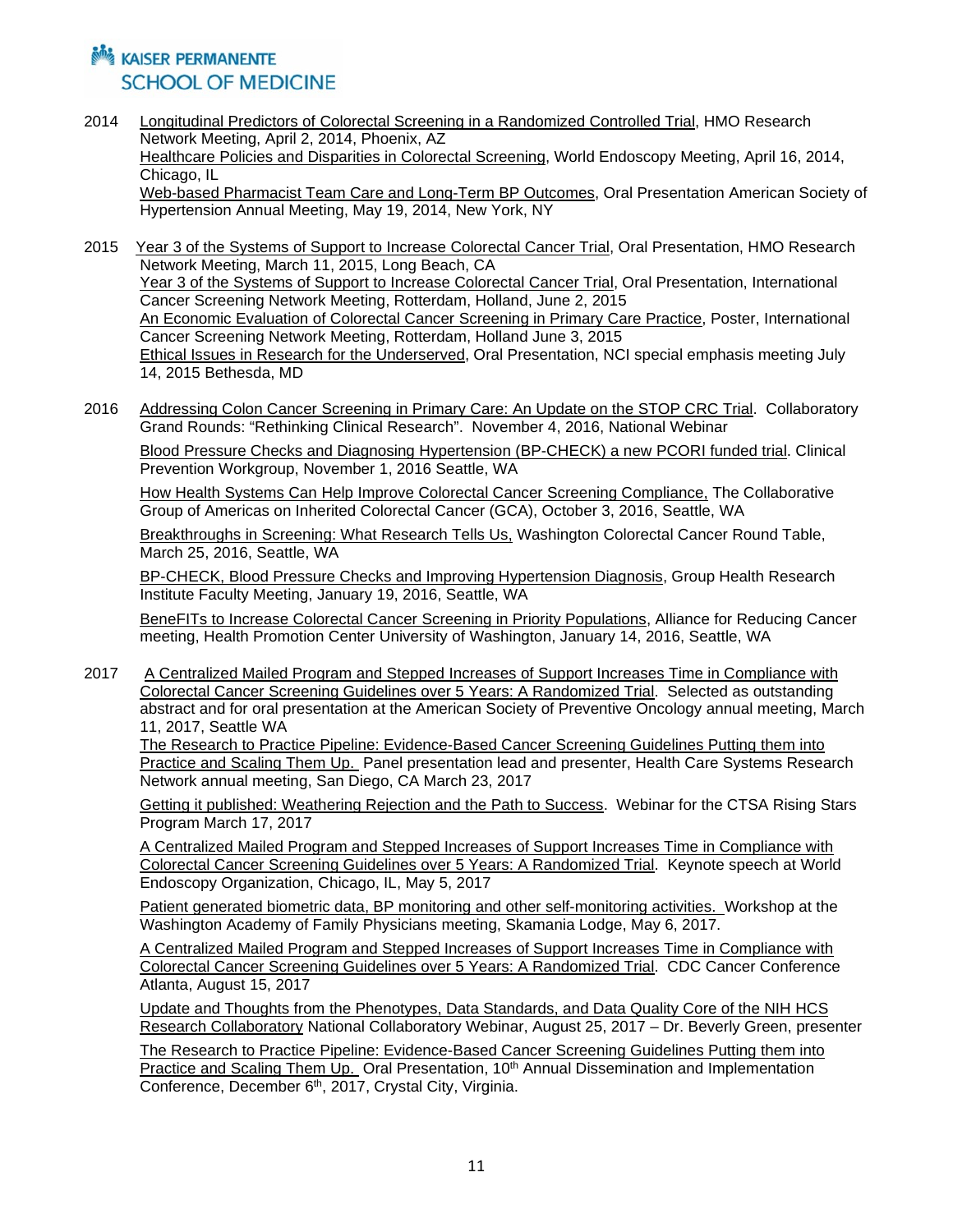2014 Longitudinal Predictors of Colorectal Screening in a Randomized Controlled Trial, HMO Research Network Meeting, April 2, 2014, Phoenix, AZ

Healthcare Policies and Disparities in Colorectal Screening, World Endoscopy Meeting, April 16, 2014, Chicago, IL

Web-based Pharmacist Team Care and Long-Term BP Outcomes, Oral Presentation American Society of Hypertension Annual Meeting, May 19, 2014, New York, NY

2015 Year 3 of the Systems of Support to Increase Colorectal Cancer Trial, Oral Presentation, HMO Research Network Meeting, March 11, 2015, Long Beach, CA

Year 3 of the Systems of Support to Increase Colorectal Cancer Trial, Oral Presentation, International Cancer Screening Network Meeting, Rotterdam, Holland, June 2, 2015

An Economic Evaluation of Colorectal Cancer Screening in Primary Care Practice, Poster, International Cancer Screening Network Meeting, Rotterdam, Holland June 3, 2015

Ethical Issues in Research for the Underserved, Oral Presentation, NCI special emphasis meeting July 14, 2015 Bethesda, MD

2016 Addressing Colon Cancer Screening in Primary Care: An Update on the STOP CRC Trial. Collaboratory Grand Rounds: "Rethinking Clinical Research". November 4, 2016, National Webinar

Blood Pressure Checks and Diagnosing Hypertension (BP-CHECK) a new PCORI funded trial. Clinical Prevention Workgroup, November 1, 2016 Seattle, WA

How Health Systems Can Help Improve Colorectal Cancer Screening Compliance, The Collaborative Group of Americas on Inherited Colorectal Cancer (GCA), October 3, 2016, Seattle, WA

Breakthroughs in Screening: What Research Tells Us, Washington Colorectal Cancer Round Table, March 25, 2016, Seattle, WA

BP-CHECK, Blood Pressure Checks and Improving Hypertension Diagnosis, Group Health Research Institute Faculty Meeting, January 19, 2016, Seattle, WA

BeneFITs to Increase Colorectal Cancer Screening in Priority Populations, Alliance for Reducing Cancer meeting, Health Promotion Center University of Washington, January 14, 2016, Seattle, WA

2017 A Centralized Mailed Program and Stepped Increases of Support Increases Time in Compliance with Colorectal Cancer Screening Guidelines over 5 Years: A Randomized Trial. Selected as outstanding abstract and for oral presentation at the American Society of Preventive Oncology annual meeting, March 11, 2017, Seattle WA

The Research to Practice Pipeline: Evidence-Based Cancer Screening Guidelines Putting them into Practice and Scaling Them Up. Panel presentation lead and presenter, Health Care Systems Research Network annual meeting, San Diego, CA March 23, 2017

Getting it published: Weathering Rejection and the Path to Success. Webinar for the CTSA Rising Stars Program March 17, 2017

A Centralized Mailed Program and Stepped Increases of Support Increases Time in Compliance with Colorectal Cancer Screening Guidelines over 5 Years: A Randomized Trial. Keynote speech at World Endoscopy Organization, Chicago, IL, May 5, 2017

Patient generated biometric data, BP monitoring and other self-monitoring activities. Workshop at the Washington Academy of Family Physicians meeting, Skamania Lodge, May 6, 2017.

A Centralized Mailed Program and Stepped Increases of Support Increases Time in Compliance with Colorectal Cancer Screening Guidelines over 5 Years: A Randomized Trial. CDC Cancer Conference Atlanta, August 15, 2017

Update and Thoughts from the Phenotypes, Data Standards, and Data Quality Core of the NIH HCS Research Collaboratory National Collaboratory Webinar, August 25, 2017 – Dr. Beverly Green, presenter

The Research to Practice Pipeline: Evidence-Based Cancer Screening Guidelines Putting them into Practice and Scaling Them Up. Oral Presentation, 10th Annual Dissemination and Implementation Conference, December 6th, 2017, Crystal City, Virginia.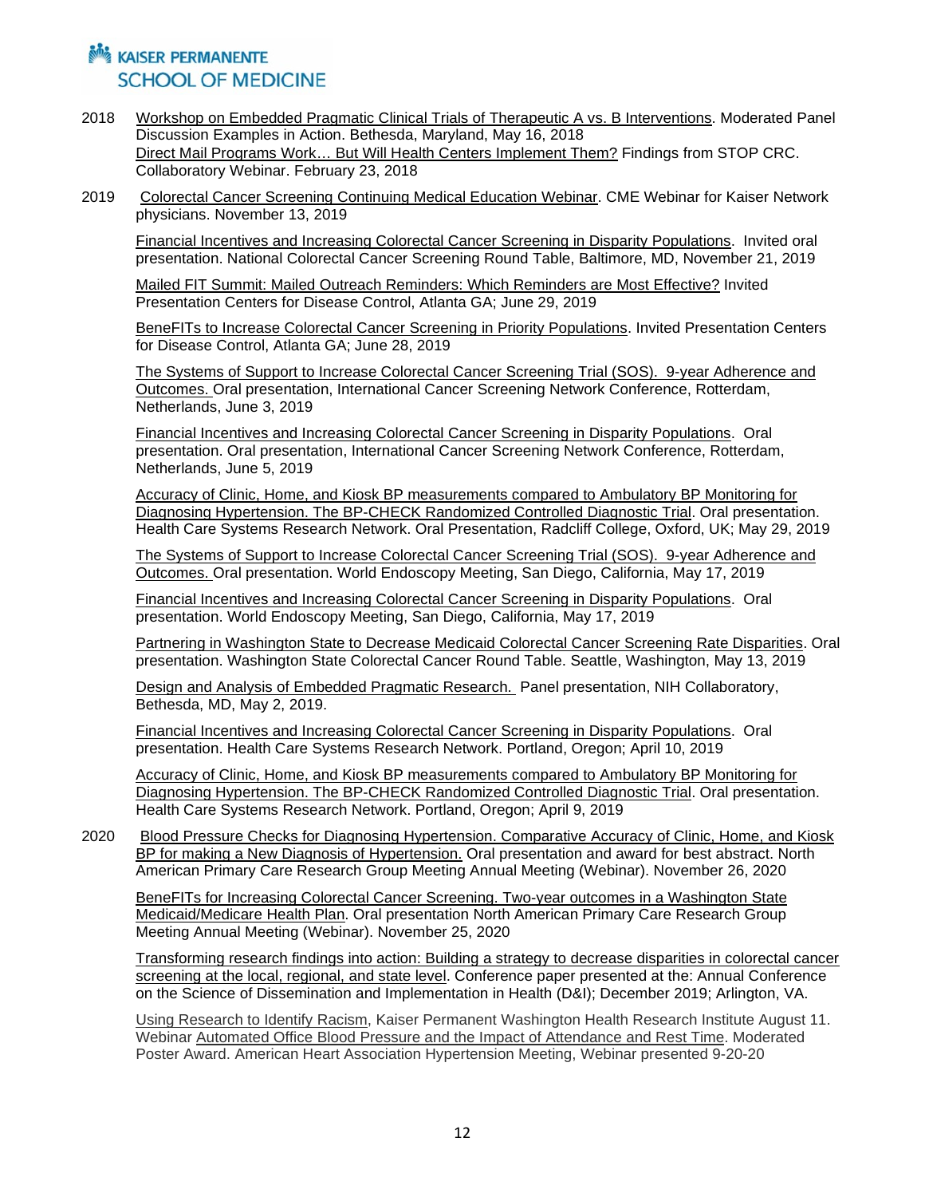2018 Workshop on Embedded Pragmatic Clinical Trials of Therapeutic A vs. B Interventions. Moderated Panel Discussion Examples in Action. Bethesda, Maryland, May 16, 2018
Direct Mail Programs Work… But Will Health Centers Implement Them? Findings from STOP CRC. Collaboratory Webinar. February 23, 2018

2019 Colorectal Cancer Screening Continuing Medical Education Webinar. CME Webinar for Kaiser Network physicians. November 13, 2019

Financial Incentives and Increasing Colorectal Cancer Screening in Disparity Populations. Invited oral presentation. National Colorectal Cancer Screening Round Table, Baltimore, MD, November 21, 2019

Mailed FIT Summit: Mailed Outreach Reminders: Which Reminders are Most Effective? Invited Presentation Centers for Disease Control, Atlanta GA; June 29, 2019

BeneFITs to Increase Colorectal Cancer Screening in Priority Populations. Invited Presentation Centers for Disease Control, Atlanta GA; June 28, 2019

The Systems of Support to Increase Colorectal Cancer Screening Trial (SOS). 9-year Adherence and Outcomes. Oral presentation, International Cancer Screening Network Conference, Rotterdam, Netherlands, June 3, 2019

Financial Incentives and Increasing Colorectal Cancer Screening in Disparity Populations. Oral presentation. Oral presentation, International Cancer Screening Network Conference, Rotterdam, Netherlands, June 5, 2019

Accuracy of Clinic, Home, and Kiosk BP measurements compared to Ambulatory BP Monitoring for Diagnosing Hypertension. The BP-CHECK Randomized Controlled Diagnostic Trial. Oral presentation. Health Care Systems Research Network. Oral Presentation, Radcliff College, Oxford, UK; May 29, 2019

The Systems of Support to Increase Colorectal Cancer Screening Trial (SOS). 9-year Adherence and Outcomes. Oral presentation. World Endoscopy Meeting, San Diego, California, May 17, 2019

Financial Incentives and Increasing Colorectal Cancer Screening in Disparity Populations. Oral presentation. World Endoscopy Meeting, San Diego, California, May 17, 2019

Partnering in Washington State to Decrease Medicaid Colorectal Cancer Screening Rate Disparities. Oral presentation. Washington State Colorectal Cancer Round Table. Seattle, Washington, May 13, 2019

Design and Analysis of Embedded Pragmatic Research. Panel presentation, NIH Collaboratory, Bethesda, MD, May 2, 2019.

Financial Incentives and Increasing Colorectal Cancer Screening in Disparity Populations. Oral presentation. Health Care Systems Research Network. Portland, Oregon; April 10, 2019

Accuracy of Clinic, Home, and Kiosk BP measurements compared to Ambulatory BP Monitoring for Diagnosing Hypertension. The BP-CHECK Randomized Controlled Diagnostic Trial. Oral presentation. Health Care Systems Research Network. Portland, Oregon; April 9, 2019

2020 Blood Pressure Checks for Diagnosing Hypertension. Comparative Accuracy of Clinic, Home, and Kiosk BP for making a New Diagnosis of Hypertension. Oral presentation and award for best abstract. North American Primary Care Research Group Meeting Annual Meeting (Webinar). November 26, 2020

BeneFITs for Increasing Colorectal Cancer Screening. Two-year outcomes in a Washington State Medicaid/Medicare Health Plan. Oral presentation North American Primary Care Research Group Meeting Annual Meeting (Webinar). November 25, 2020

Transforming research findings into action: Building a strategy to decrease disparities in colorectal cancer screening at the local, regional, and state level. Conference paper presented at the: Annual Conference on the Science of Dissemination and Implementation in Health (D&I); December 2019; Arlington, VA.

Using Research to Identify Racism, Kaiser Permanent Washington Health Research Institute August 11. Webinar Automated Office Blood Pressure and the Impact of Attendance and Rest Time. Moderated Poster Award. American Heart Association Hypertension Meeting, Webinar presented 9-20-20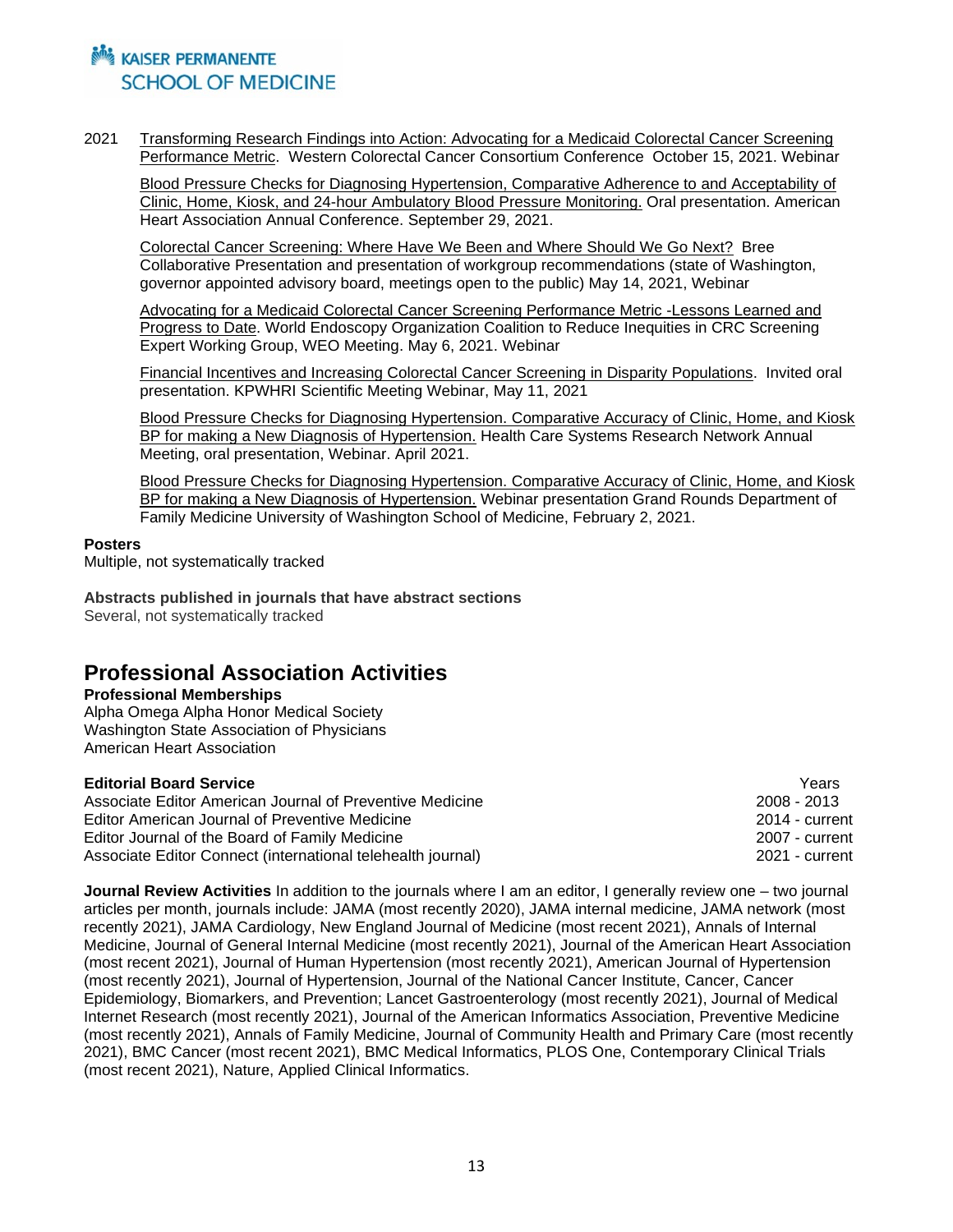2021 Transforming Research Findings into Action: Advocating for a Medicaid Colorectal Cancer Screening Performance Metric. Western Colorectal Cancer Consortium Conference October 15, 2021. Webinar

Blood Pressure Checks for Diagnosing Hypertension, Comparative Adherence to and Acceptability of Clinic, Home, Kiosk, and 24-hour Ambulatory Blood Pressure Monitoring. Oral presentation. American Heart Association Annual Conference. September 29, 2021.

Colorectal Cancer Screening: Where Have We Been and Where Should We Go Next? Bree Collaborative Presentation and presentation of workgroup recommendations (state of Washington, governor appointed advisory board, meetings open to the public) May 14, 2021, Webinar

Advocating for a Medicaid Colorectal Cancer Screening Performance Metric -Lessons Learned and Progress to Date. World Endoscopy Organization Coalition to Reduce Inequities in CRC Screening Expert Working Group, WEO Meeting. May 6, 2021. Webinar

Financial Incentives and Increasing Colorectal Cancer Screening in Disparity Populations. Invited oral presentation. KPWHRI Scientific Meeting Webinar, May 11, 2021

Blood Pressure Checks for Diagnosing Hypertension. Comparative Accuracy of Clinic, Home, and Kiosk BP for making a New Diagnosis of Hypertension. Health Care Systems Research Network Annual Meeting, oral presentation, Webinar. April 2021.

Blood Pressure Checks for Diagnosing Hypertension. Comparative Accuracy of Clinic, Home, and Kiosk BP for making a New Diagnosis of Hypertension. Webinar presentation Grand Rounds Department of Family Medicine University of Washington School of Medicine, February 2, 2021.

**Posters**
Multiple, not systematically tracked

**Abstracts published in journals that have abstract sections**
Several, not systematically tracked

# Professional Association Activities

**Professional Memberships**
Alpha Omega Alpha Honor Medical Society
Washington State Association of Physicians
American Heart Association

| **Editorial Board Service** | Years |
| --- | --- |
| Associate Editor American Journal of Preventive Medicine | 2008 - 2013 |
| Editor American Journal of Preventive Medicine | 2014 - current |
| Editor Journal of the Board of Family Medicine | 2007 - current |
| Associate Editor Connect (international telehealth journal) | 2021 - current |

**Journal Review Activities** In addition to the journals where I am an editor, I generally review one – two journal articles per month, journals include: JAMA (most recently 2020), JAMA internal medicine, JAMA network (most recently 2021), JAMA Cardiology, New England Journal of Medicine (most recent 2021), Annals of Internal Medicine, Journal of General Internal Medicine (most recently 2021), Journal of the American Heart Association (most recent 2021), Journal of Human Hypertension (most recently 2021), American Journal of Hypertension (most recently 2021), Journal of Hypertension, Journal of the National Cancer Institute, Cancer, Cancer Epidemiology, Biomarkers, and Prevention; Lancet Gastroenterology (most recently 2021), Journal of Medical Internet Research (most recently 2021), Journal of the American Informatics Association, Preventive Medicine (most recently 2021), Annals of Family Medicine, Journal of Community Health and Primary Care (most recently 2021), BMC Cancer (most recent 2021), BMC Medical Informatics, PLOS One, Contemporary Clinical Trials (most recent 2021), Nature, Applied Clinical Informatics.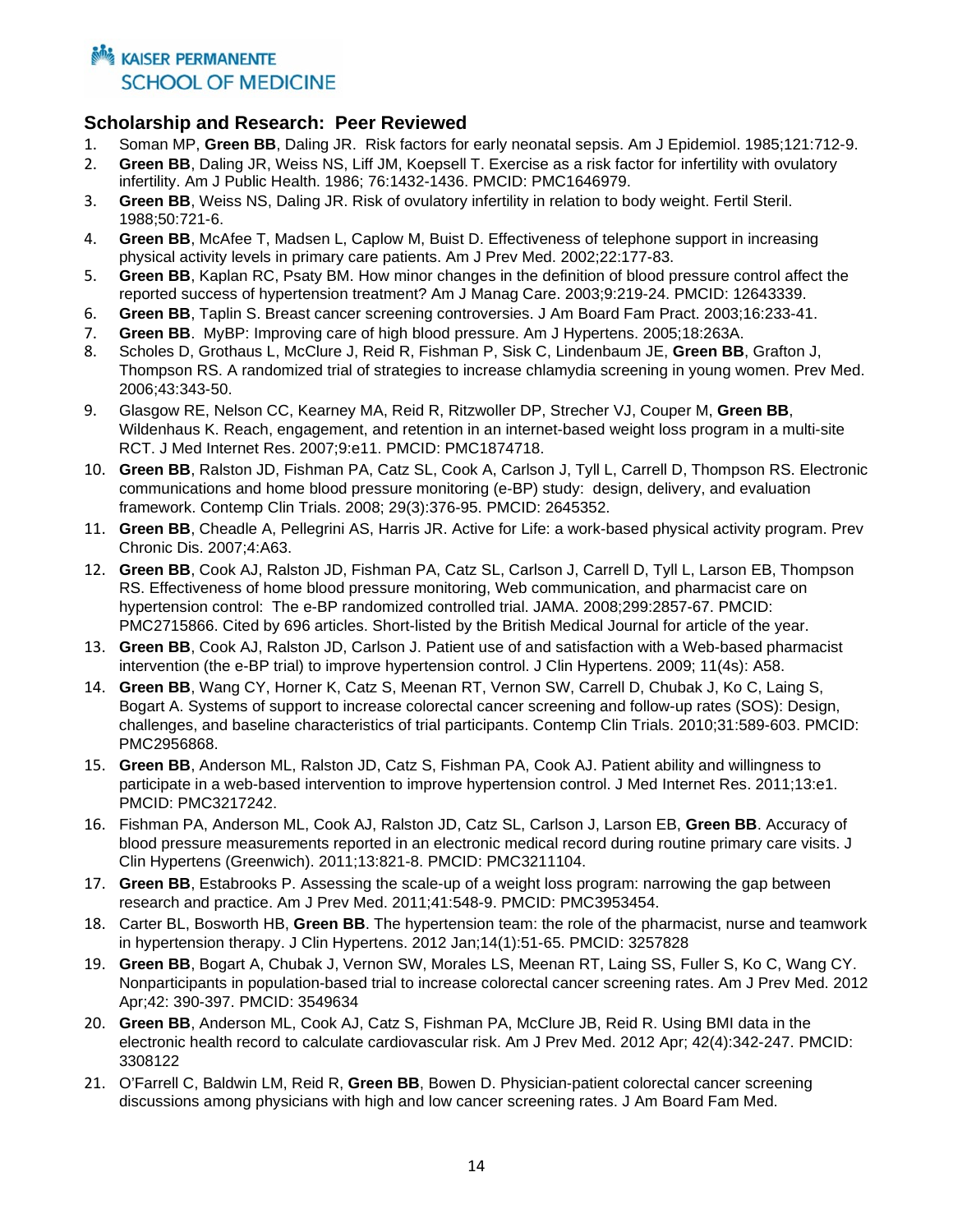## Scholarship and Research: Peer Reviewed

1. Soman MP, **Green BB**, Daling JR. Risk factors for early neonatal sepsis. Am J Epidemiol. 1985;121:712-9.
2. **Green BB**, Daling JR, Weiss NS, Liff JM, Koepsell T. Exercise as a risk factor for infertility with ovulatory infertility. Am J Public Health. 1986; 76:1432-1436. PMCID: PMC1646979.
3. **Green BB**, Weiss NS, Daling JR. Risk of ovulatory infertility in relation to body weight. Fertil Steril. 1988;50:721-6.
4. **Green BB**, McAfee T, Madsen L, Caplow M, Buist D. Effectiveness of telephone support in increasing physical activity levels in primary care patients. Am J Prev Med. 2002;22:177-83.
5. **Green BB**, Kaplan RC, Psaty BM. How minor changes in the definition of blood pressure control affect the reported success of hypertension treatment? Am J Manag Care. 2003;9:219-24. PMCID: 12643339.
6. **Green BB**, Taplin S. Breast cancer screening controversies. J Am Board Fam Pract. 2003;16:233-41.
7. **Green BB**. MyBP: Improving care of high blood pressure. Am J Hypertens. 2005;18:263A.
8. Scholes D, Grothaus L, McClure J, Reid R, Fishman P, Sisk C, Lindenbaum JE, **Green BB**, Grafton J, Thompson RS. A randomized trial of strategies to increase chlamydia screening in young women. Prev Med. 2006;43:343-50.
9. Glasgow RE, Nelson CC, Kearney MA, Reid R, Ritzwoller DP, Strecher VJ, Couper M, **Green BB**, Wildenhaus K. Reach, engagement, and retention in an internet-based weight loss program in a multi-site RCT. J Med Internet Res. 2007;9:e11. PMCID: PMC1874718.
10. **Green BB**, Ralston JD, Fishman PA, Catz SL, Cook A, Carlson J, Tyll L, Carrell D, Thompson RS. Electronic communications and home blood pressure monitoring (e-BP) study: design, delivery, and evaluation framework. Contemp Clin Trials. 2008; 29(3):376-95. PMCID: 2645352.
11. **Green BB**, Cheadle A, Pellegrini AS, Harris JR. Active for Life: a work-based physical activity program. Prev Chronic Dis. 2007;4:A63.
12. **Green BB**, Cook AJ, Ralston JD, Fishman PA, Catz SL, Carlson J, Carrell D, Tyll L, Larson EB, Thompson RS. Effectiveness of home blood pressure monitoring, Web communication, and pharmacist care on hypertension control: The e-BP randomized controlled trial. JAMA. 2008;299:2857-67. PMCID: PMC2715866. Cited by 696 articles. Short-listed by the British Medical Journal for article of the year.
13. **Green BB**, Cook AJ, Ralston JD, Carlson J. Patient use of and satisfaction with a Web-based pharmacist intervention (the e-BP trial) to improve hypertension control. J Clin Hypertens. 2009; 11(4s): A58.
14. **Green BB**, Wang CY, Horner K, Catz S, Meenan RT, Vernon SW, Carrell D, Chubak J, Ko C, Laing S, Bogart A. Systems of support to increase colorectal cancer screening and follow-up rates (SOS): Design, challenges, and baseline characteristics of trial participants. Contemp Clin Trials. 2010;31:589-603. PMCID: PMC2956868.
15. **Green BB**, Anderson ML, Ralston JD, Catz S, Fishman PA, Cook AJ. Patient ability and willingness to participate in a web-based intervention to improve hypertension control. J Med Internet Res. 2011;13:e1. PMCID: PMC3217242.
16. Fishman PA, Anderson ML, Cook AJ, Ralston JD, Catz SL, Carlson J, Larson EB, **Green BB**. Accuracy of blood pressure measurements reported in an electronic medical record during routine primary care visits. J Clin Hypertens (Greenwich). 2011;13:821-8. PMCID: PMC3211104.
17. **Green BB**, Estabrooks P. Assessing the scale-up of a weight loss program: narrowing the gap between research and practice. Am J Prev Med. 2011;41:548-9. PMCID: PMC3953454.
18. Carter BL, Bosworth HB, **Green BB**. The hypertension team: the role of the pharmacist, nurse and teamwork in hypertension therapy. J Clin Hypertens. 2012 Jan;14(1):51-65. PMCID: 3257828
19. **Green BB**, Bogart A, Chubak J, Vernon SW, Morales LS, Meenan RT, Laing SS, Fuller S, Ko C, Wang CY. Nonparticipants in population-based trial to increase colorectal cancer screening rates. Am J Prev Med. 2012 Apr;42: 390-397. PMCID: 3549634
20. **Green BB**, Anderson ML, Cook AJ, Catz S, Fishman PA, McClure JB, Reid R. Using BMI data in the electronic health record to calculate cardiovascular risk. Am J Prev Med. 2012 Apr; 42(4):342-247. PMCID: 3308122
21. O'Farrell C, Baldwin LM, Reid R, **Green BB**, Bowen D. Physician-patient colorectal cancer screening discussions among physicians with high and low cancer screening rates. J Am Board Fam Med.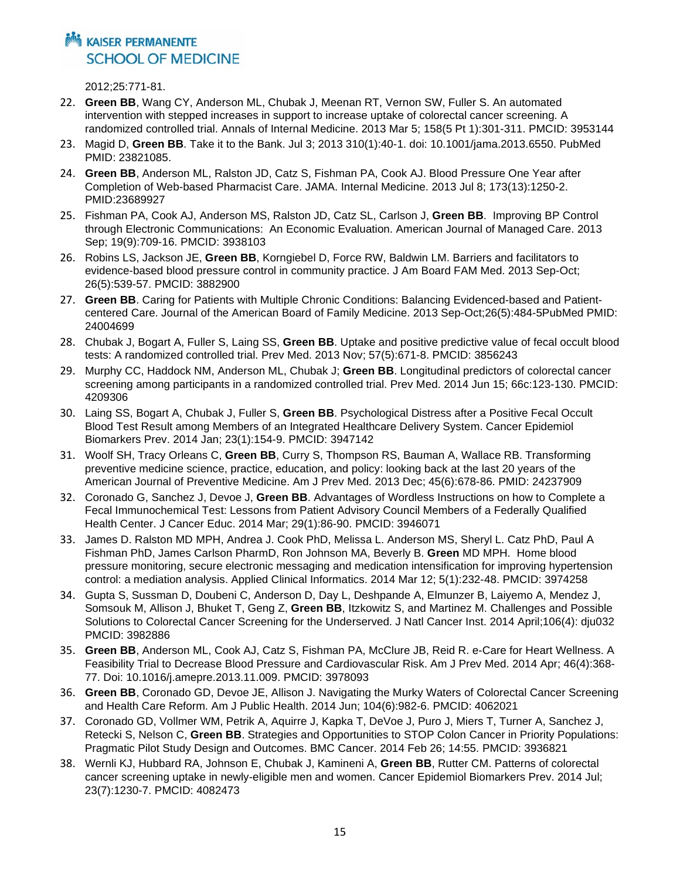2012;25:771-81.

22. **Green BB**, Wang CY, Anderson ML, Chubak J, Meenan RT, Vernon SW, Fuller S. An automated intervention with stepped increases in support to increase uptake of colorectal cancer screening. A randomized controlled trial. Annals of Internal Medicine. 2013 Mar 5; 158(5 Pt 1):301-311. PMCID: 3953144
23. Magid D, **Green BB**. Take it to the Bank. Jul 3; 2013 310(1):40-1. doi: 10.1001/jama.2013.6550. PubMed PMID: 23821085.
24. **Green BB**, Anderson ML, Ralston JD, Catz S, Fishman PA, Cook AJ. Blood Pressure One Year after Completion of Web-based Pharmacist Care. JAMA. Internal Medicine. 2013 Jul 8; 173(13):1250-2. PMID:23689927
25. Fishman PA, Cook AJ, Anderson MS, Ralston JD, Catz SL, Carlson J, **Green BB**. Improving BP Control through Electronic Communications: An Economic Evaluation. American Journal of Managed Care. 2013 Sep; 19(9):709-16. PMCID: 3938103
26. Robins LS, Jackson JE, **Green BB**, Korngiebel D, Force RW, Baldwin LM. Barriers and facilitators to evidence-based blood pressure control in community practice. J Am Board FAM Med. 2013 Sep-Oct; 26(5):539-57. PMCID: 3882900
27. **Green BB**. Caring for Patients with Multiple Chronic Conditions: Balancing Evidenced-based and Patient-centered Care. Journal of the American Board of Family Medicine. 2013 Sep-Oct;26(5):484-5PubMed PMID: 24004699
28. Chubak J, Bogart A, Fuller S, Laing SS, **Green BB**. Uptake and positive predictive value of fecal occult blood tests: A randomized controlled trial. Prev Med. 2013 Nov; 57(5):671-8. PMCID: 3856243
29. Murphy CC, Haddock NM, Anderson ML, Chubak J; **Green BB**. Longitudinal predictors of colorectal cancer screening among participants in a randomized controlled trial. Prev Med. 2014 Jun 15; 66c:123-130. PMCID: 4209306
30. Laing SS, Bogart A, Chubak J, Fuller S, **Green BB**. Psychological Distress after a Positive Fecal Occult Blood Test Result among Members of an Integrated Healthcare Delivery System. Cancer Epidemiol Biomarkers Prev. 2014 Jan; 23(1):154-9. PMCID: 3947142
31. Woolf SH, Tracy Orleans C, **Green BB**, Curry S, Thompson RS, Bauman A, Wallace RB. Transforming preventive medicine science, practice, education, and policy: looking back at the last 20 years of the American Journal of Preventive Medicine. Am J Prev Med. 2013 Dec; 45(6):678-86. PMID: 24237909
32. Coronado G, Sanchez J, Devoe J, **Green BB**. Advantages of Wordless Instructions on how to Complete a Fecal Immunochemical Test: Lessons from Patient Advisory Council Members of a Federally Qualified Health Center. J Cancer Educ. 2014 Mar; 29(1):86-90. PMCID: 3946071
33. James D. Ralston MD MPH, Andrea J. Cook PhD, Melissa L. Anderson MS, Sheryl L. Catz PhD, Paul A Fishman PhD, James Carlson PharmD, Ron Johnson MA, Beverly B. **Green** MD MPH. Home blood pressure monitoring, secure electronic messaging and medication intensification for improving hypertension control: a mediation analysis. Applied Clinical Informatics. 2014 Mar 12; 5(1):232-48. PMCID: 3974258
34. Gupta S, Sussman D, Doubeni C, Anderson D, Day L, Deshpande A, Elmunzer B, Laiyemo A, Mendez J, Somsouk M, Allison J, Bhuket T, Geng Z, **Green BB**, Itzkowitz S, and Martinez M. Challenges and Possible Solutions to Colorectal Cancer Screening for the Underserved. J Natl Cancer Inst. 2014 April;106(4): dju032 PMCID: 3982886
35. **Green BB**, Anderson ML, Cook AJ, Catz S, Fishman PA, McClure JB, Reid R. e-Care for Heart Wellness. A Feasibility Trial to Decrease Blood Pressure and Cardiovascular Risk. Am J Prev Med. 2014 Apr; 46(4):368-77. Doi: 10.1016/j.amepre.2013.11.009. PMCID: 3978093
36. **Green BB**, Coronado GD, Devoe JE, Allison J. Navigating the Murky Waters of Colorectal Cancer Screening and Health Care Reform. Am J Public Health. 2014 Jun; 104(6):982-6. PMCID: 4062021
37. Coronado GD, Vollmer WM, Petrik A, Aquirre J, Kapka T, DeVoe J, Puro J, Miers T, Turner A, Sanchez J, Retecki S, Nelson C, **Green BB**. Strategies and Opportunities to STOP Colon Cancer in Priority Populations: Pragmatic Pilot Study Design and Outcomes. BMC Cancer. 2014 Feb 26; 14:55. PMCID: 3936821
38. Wernli KJ, Hubbard RA, Johnson E, Chubak J, Kamineni A, **Green BB**, Rutter CM. Patterns of colorectal cancer screening uptake in newly-eligible men and women. Cancer Epidemiol Biomarkers Prev. 2014 Jul; 23(7):1230-7. PMCID: 4082473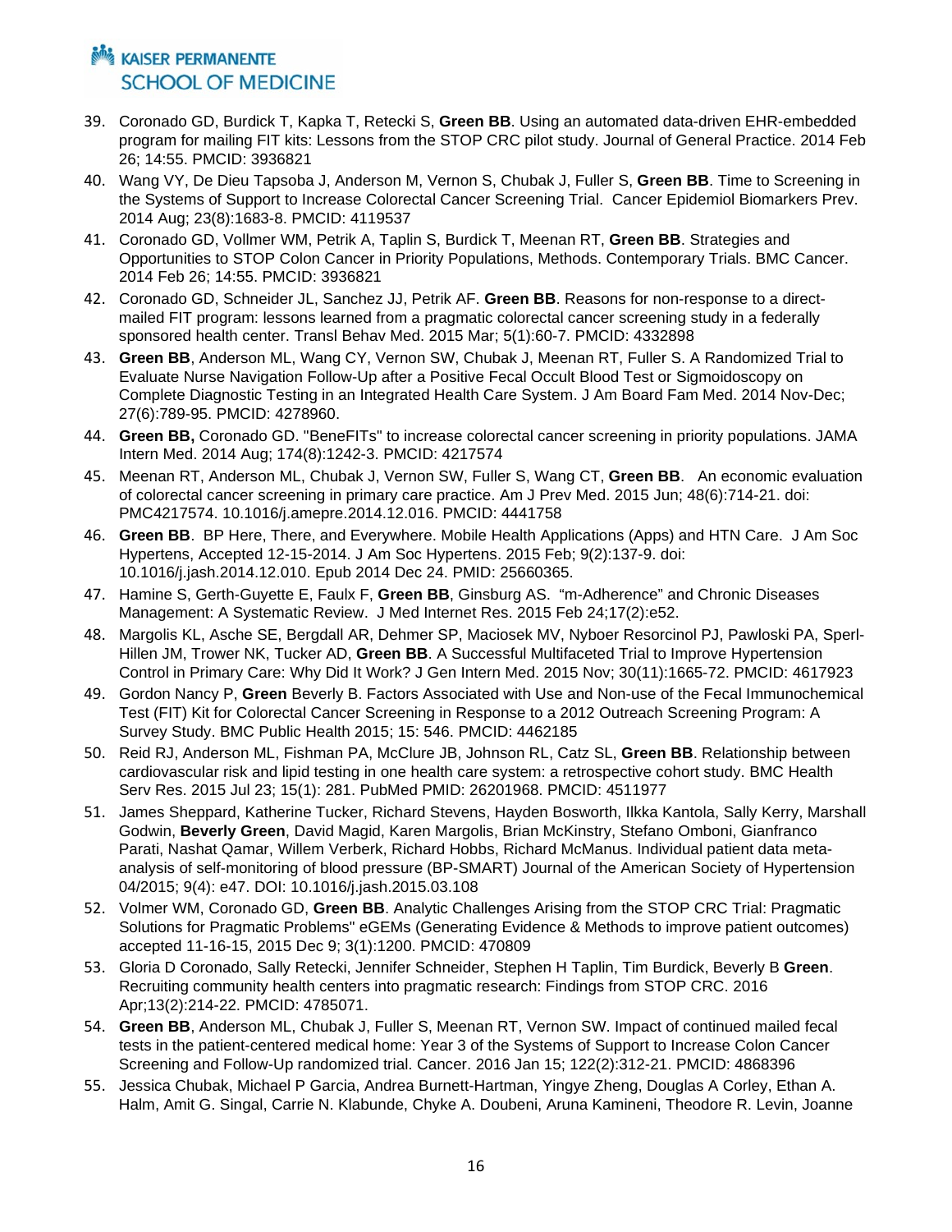39. Coronado GD, Burdick T, Kapka T, Retecki S, **Green BB**. Using an automated data-driven EHR-embedded program for mailing FIT kits: Lessons from the STOP CRC pilot study. Journal of General Practice. 2014 Feb 26; 14:55. PMCID: 3936821
40. Wang VY, De Dieu Tapsoba J, Anderson M, Vernon S, Chubak J, Fuller S, **Green BB**. Time to Screening in the Systems of Support to Increase Colorectal Cancer Screening Trial. Cancer Epidemiol Biomarkers Prev. 2014 Aug; 23(8):1683-8. PMCID: 4119537
41. Coronado GD, Vollmer WM, Petrik A, Taplin S, Burdick T, Meenan RT, **Green BB**. Strategies and Opportunities to STOP Colon Cancer in Priority Populations, Methods. Contemporary Trials. BMC Cancer. 2014 Feb 26; 14:55. PMCID: 3936821
42. Coronado GD, Schneider JL, Sanchez JJ, Petrik AF. **Green BB**. Reasons for non-response to a direct-mailed FIT program: lessons learned from a pragmatic colorectal cancer screening study in a federally sponsored health center. Transl Behav Med. 2015 Mar; 5(1):60-7. PMCID: 4332898
43. **Green BB**, Anderson ML, Wang CY, Vernon SW, Chubak J, Meenan RT, Fuller S. A Randomized Trial to Evaluate Nurse Navigation Follow-Up after a Positive Fecal Occult Blood Test or Sigmoidoscopy on Complete Diagnostic Testing in an Integrated Health Care System. J Am Board Fam Med. 2014 Nov-Dec; 27(6):789-95. PMCID: 4278960.
44. **Green BB,** Coronado GD. "BeneFITs" to increase colorectal cancer screening in priority populations. JAMA Intern Med. 2014 Aug; 174(8):1242-3. PMCID: 4217574
45. Meenan RT, Anderson ML, Chubak J, Vernon SW, Fuller S, Wang CT, **Green BB**. An economic evaluation of colorectal cancer screening in primary care practice. Am J Prev Med. 2015 Jun; 48(6):714-21. doi: PMC4217574. 10.1016/j.amepre.2014.12.016. PMCID: 4441758
46. **Green BB**. BP Here, There, and Everywhere. Mobile Health Applications (Apps) and HTN Care. J Am Soc Hypertens, Accepted 12-15-2014. J Am Soc Hypertens. 2015 Feb; 9(2):137-9. doi: 10.1016/j.jash.2014.12.010. Epub 2014 Dec 24. PMID: 25660365.
47. Hamine S, Gerth-Guyette E, Faulx F, **Green BB**, Ginsburg AS. "m-Adherence" and Chronic Diseases Management: A Systematic Review. J Med Internet Res. 2015 Feb 24;17(2):e52.
48. Margolis KL, Asche SE, Bergdall AR, Dehmer SP, Maciosek MV, Nyboer Resorcinol PJ, Pawloski PA, Sperl-Hillen JM, Trower NK, Tucker AD, **Green BB**. A Successful Multifaceted Trial to Improve Hypertension Control in Primary Care: Why Did It Work? J Gen Intern Med. 2015 Nov; 30(11):1665-72. PMCID: 4617923
49. Gordon Nancy P, **Green** Beverly B. Factors Associated with Use and Non-use of the Fecal Immunochemical Test (FIT) Kit for Colorectal Cancer Screening in Response to a 2012 Outreach Screening Program: A Survey Study. BMC Public Health 2015; 15: 546. PMCID: 4462185
50. Reid RJ, Anderson ML, Fishman PA, McClure JB, Johnson RL, Catz SL, **Green BB**. Relationship between cardiovascular risk and lipid testing in one health care system: a retrospective cohort study. BMC Health Serv Res. 2015 Jul 23; 15(1): 281. PubMed PMID: 26201968. PMCID: 4511977
51. James Sheppard, Katherine Tucker, Richard Stevens, Hayden Bosworth, Ilkka Kantola, Sally Kerry, Marshall Godwin, **Beverly Green**, David Magid, Karen Margolis, Brian McKinstry, Stefano Omboni, Gianfranco Parati, Nashat Qamar, Willem Verberk, Richard Hobbs, Richard McManus. Individual patient data meta-analysis of self-monitoring of blood pressure (BP-SMART) Journal of the American Society of Hypertension 04/2015; 9(4): e47. DOI: 10.1016/j.jash.2015.03.108
52. Volmer WM, Coronado GD, **Green BB**. Analytic Challenges Arising from the STOP CRC Trial: Pragmatic Solutions for Pragmatic Problems" eGEMs (Generating Evidence & Methods to improve patient outcomes) accepted 11-16-15, 2015 Dec 9; 3(1):1200. PMCID: 470809
53. Gloria D Coronado, Sally Retecki, Jennifer Schneider, Stephen H Taplin, Tim Burdick, Beverly B **Green**. Recruiting community health centers into pragmatic research: Findings from STOP CRC. 2016 Apr;13(2):214-22. PMCID: 4785071.
54. **Green BB**, Anderson ML, Chubak J, Fuller S, Meenan RT, Vernon SW. Impact of continued mailed fecal tests in the patient-centered medical home: Year 3 of the Systems of Support to Increase Colon Cancer Screening and Follow-Up randomized trial. Cancer. 2016 Jan 15; 122(2):312-21. PMCID: 4868396
55. Jessica Chubak, Michael P Garcia, Andrea Burnett-Hartman, Yingye Zheng, Douglas A Corley, Ethan A. Halm, Amit G. Singal, Carrie N. Klabunde, Chyke A. Doubeni, Aruna Kamineni, Theodore R. Levin, Joanne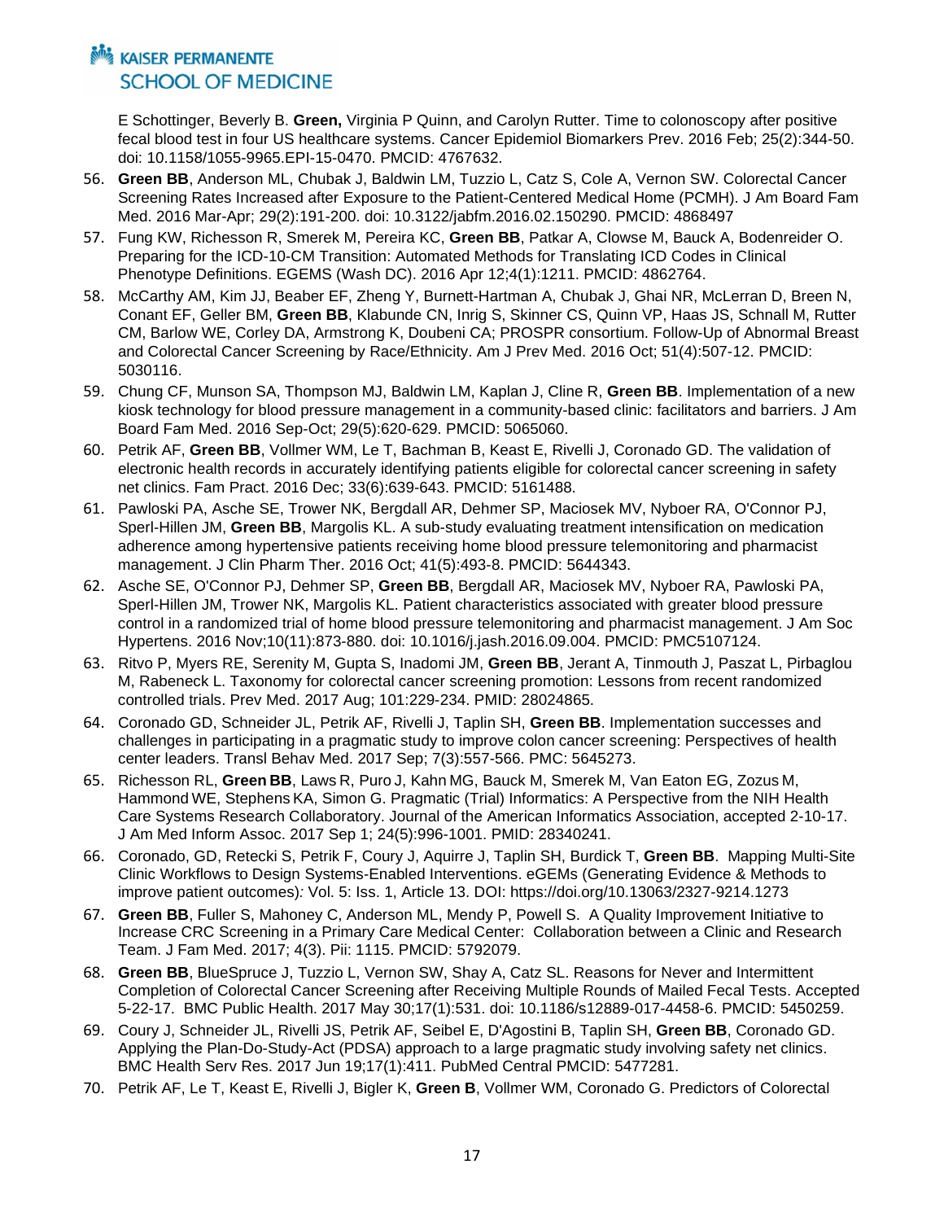E Schottinger, Beverly B. **Green,** Virginia P Quinn, and Carolyn Rutter. Time to colonoscopy after positive fecal blood test in four US healthcare systems. Cancer Epidemiol Biomarkers Prev. 2016 Feb; 25(2):344-50. doi: 10.1158/1055-9965.EPI-15-0470. PMCID: 4767632.

56. **Green BB**, Anderson ML, Chubak J, Baldwin LM, Tuzzio L, Catz S, Cole A, Vernon SW. Colorectal Cancer Screening Rates Increased after Exposure to the Patient-Centered Medical Home (PCMH). J Am Board Fam Med. 2016 Mar-Apr; 29(2):191-200. doi: 10.3122/jabfm.2016.02.150290. PMCID: 4868497
57. Fung KW, Richesson R, Smerek M, Pereira KC, **Green BB**, Patkar A, Clowse M, Bauck A, Bodenreider O. Preparing for the ICD-10-CM Transition: Automated Methods for Translating ICD Codes in Clinical Phenotype Definitions. EGEMS (Wash DC). 2016 Apr 12;4(1):1211. PMCID: 4862764.
58. McCarthy AM, Kim JJ, Beaber EF, Zheng Y, Burnett-Hartman A, Chubak J, Ghai NR, McLerran D, Breen N, Conant EF, Geller BM, **Green BB**, Klabunde CN, Inrig S, Skinner CS, Quinn VP, Haas JS, Schnall M, Rutter CM, Barlow WE, Corley DA, Armstrong K, Doubeni CA; PROSPR consortium. Follow-Up of Abnormal Breast and Colorectal Cancer Screening by Race/Ethnicity. Am J Prev Med. 2016 Oct; 51(4):507-12. PMCID: 5030116.
59. Chung CF, Munson SA, Thompson MJ, Baldwin LM, Kaplan J, Cline R, **Green BB**. Implementation of a new kiosk technology for blood pressure management in a community-based clinic: facilitators and barriers. J Am Board Fam Med. 2016 Sep-Oct; 29(5):620-629. PMCID: 5065060.
60. Petrik AF, **Green BB**, Vollmer WM, Le T, Bachman B, Keast E, Rivelli J, Coronado GD. The validation of electronic health records in accurately identifying patients eligible for colorectal cancer screening in safety net clinics. Fam Pract. 2016 Dec; 33(6):639-643. PMCID: 5161488.
61. Pawloski PA, Asche SE, Trower NK, Bergdall AR, Dehmer SP, Maciosek MV, Nyboer RA, O'Connor PJ, Sperl-Hillen JM, **Green BB**, Margolis KL. A sub-study evaluating treatment intensification on medication adherence among hypertensive patients receiving home blood pressure telemonitoring and pharmacist management. J Clin Pharm Ther. 2016 Oct; 41(5):493-8. PMCID: 5644343.
62. Asche SE, O'Connor PJ, Dehmer SP, **Green BB**, Bergdall AR, Maciosek MV, Nyboer RA, Pawloski PA, Sperl-Hillen JM, Trower NK, Margolis KL. Patient characteristics associated with greater blood pressure control in a randomized trial of home blood pressure telemonitoring and pharmacist management. J Am Soc Hypertens. 2016 Nov;10(11):873-880. doi: 10.1016/j.jash.2016.09.004. PMCID: PMC5107124.
63. Ritvo P, Myers RE, Serenity M, Gupta S, Inadomi JM, **Green BB**, Jerant A, Tinmouth J, Paszat L, Pirbaglou M, Rabeneck L. Taxonomy for colorectal cancer screening promotion: Lessons from recent randomized controlled trials. Prev Med. 2017 Aug; 101:229-234. PMID: 28024865.
64. Coronado GD, Schneider JL, Petrik AF, Rivelli J, Taplin SH, **Green BB**. Implementation successes and challenges in participating in a pragmatic study to improve colon cancer screening: Perspectives of health center leaders. Transl Behav Med. 2017 Sep; 7(3):557-566. PMC: 5645273.
65. Richesson RL, **Green BB**, Laws R, Puro J, Kahn MG, Bauck M, Smerek M, Van Eaton EG, Zozus M, Hammond WE, Stephens KA, Simon G. Pragmatic (Trial) Informatics: A Perspective from the NIH Health Care Systems Research Collaboratory. Journal of the American Informatics Association, accepted 2-10-17. J Am Med Inform Assoc. 2017 Sep 1; 24(5):996-1001. PMID: 28340241.
66. Coronado, GD, Retecki S, Petrik F, Coury J, Aquirre J, Taplin SH, Burdick T, **Green BB**. Mapping Multi-Site Clinic Workflows to Design Systems-Enabled Interventions. eGEMs (Generating Evidence & Methods to improve patient outcomes): Vol. 5: Iss. 1, Article 13. DOI: https://doi.org/10.13063/2327-9214.1273
67. **Green BB**, Fuller S, Mahoney C, Anderson ML, Mendy P, Powell S. A Quality Improvement Initiative to Increase CRC Screening in a Primary Care Medical Center: Collaboration between a Clinic and Research Team. J Fam Med. 2017; 4(3). Pii: 1115. PMCID: 5792079.
68. **Green BB**, BlueSpruce J, Tuzzio L, Vernon SW, Shay A, Catz SL. Reasons for Never and Intermittent Completion of Colorectal Cancer Screening after Receiving Multiple Rounds of Mailed Fecal Tests. Accepted 5-22-17. BMC Public Health. 2017 May 30;17(1):531. doi: 10.1186/s12889-017-4458-6. PMCID: 5450259.
69. Coury J, Schneider JL, Rivelli JS, Petrik AF, Seibel E, D'Agostini B, Taplin SH, **Green BB**, Coronado GD. Applying the Plan-Do-Study-Act (PDSA) approach to a large pragmatic study involving safety net clinics. BMC Health Serv Res. 2017 Jun 19;17(1):411. PubMed Central PMCID: 5477281.
70. Petrik AF, Le T, Keast E, Rivelli J, Bigler K, **Green B**, Vollmer WM, Coronado G. Predictors of Colorectal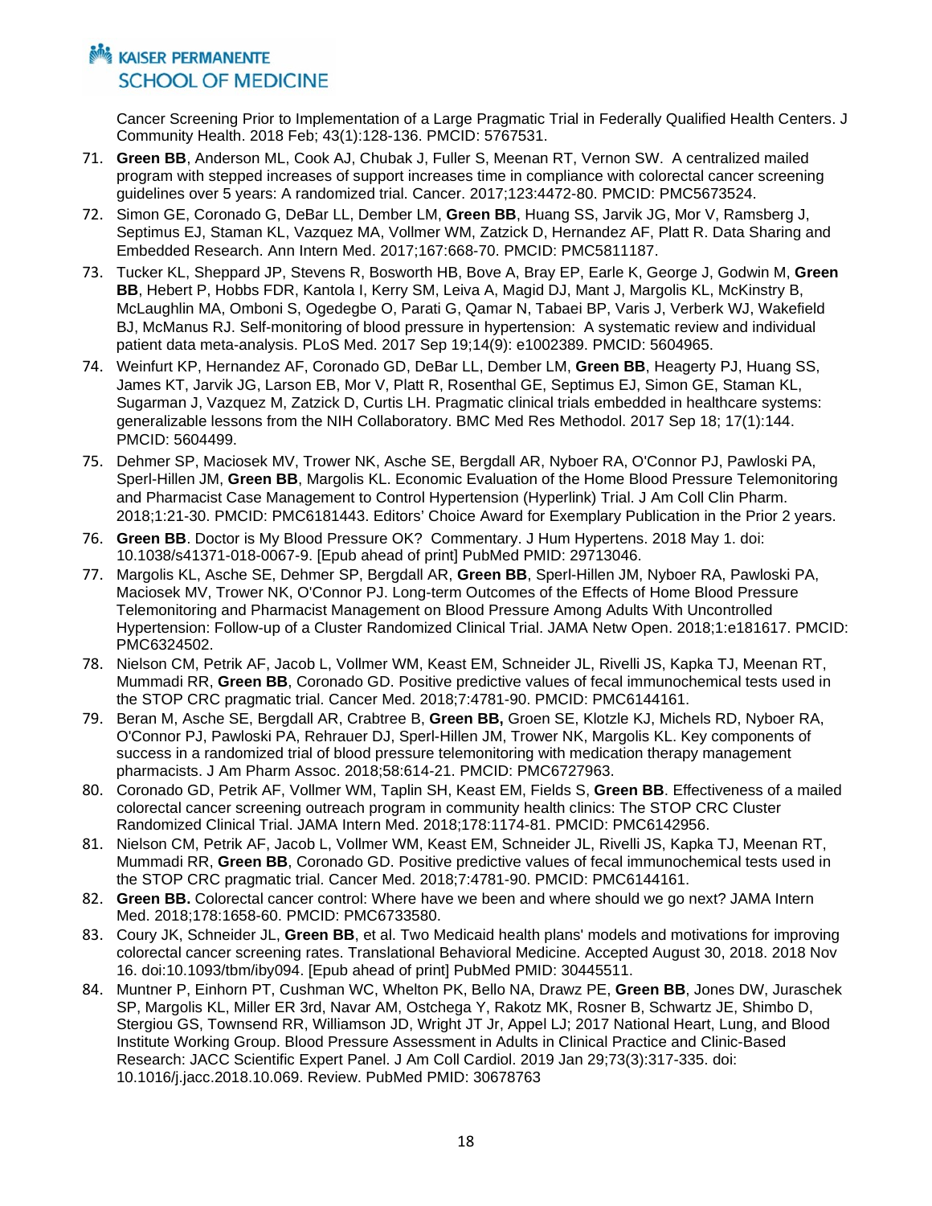Cancer Screening Prior to Implementation of a Large Pragmatic Trial in Federally Qualified Health Centers. J Community Health. 2018 Feb; 43(1):128-136. PMCID: 5767531.

71. **Green BB**, Anderson ML, Cook AJ, Chubak J, Fuller S, Meenan RT, Vernon SW. A centralized mailed program with stepped increases of support increases time in compliance with colorectal cancer screening guidelines over 5 years: A randomized trial. Cancer. 2017;123:4472-80. PMCID: PMC5673524.
72. Simon GE, Coronado G, DeBar LL, Dember LM, **Green BB**, Huang SS, Jarvik JG, Mor V, Ramsberg J, Septimus EJ, Staman KL, Vazquez MA, Vollmer WM, Zatzick D, Hernandez AF, Platt R. Data Sharing and Embedded Research. Ann Intern Med. 2017;167:668-70. PMCID: PMC5811187.
73. Tucker KL, Sheppard JP, Stevens R, Bosworth HB, Bove A, Bray EP, Earle K, George J, Godwin M, **Green BB**, Hebert P, Hobbs FDR, Kantola I, Kerry SM, Leiva A, Magid DJ, Mant J, Margolis KL, McKinstry B, McLaughlin MA, Omboni S, Ogedegbe O, Parati G, Qamar N, Tabaei BP, Varis J, Verberk WJ, Wakefield BJ, McManus RJ. Self-monitoring of blood pressure in hypertension: A systematic review and individual patient data meta-analysis. PLoS Med. 2017 Sep 19;14(9): e1002389. PMCID: 5604965.
74. Weinfurt KP, Hernandez AF, Coronado GD, DeBar LL, Dember LM, **Green BB**, Heagerty PJ, Huang SS, James KT, Jarvik JG, Larson EB, Mor V, Platt R, Rosenthal GE, Septimus EJ, Simon GE, Staman KL, Sugarman J, Vazquez M, Zatzick D, Curtis LH. Pragmatic clinical trials embedded in healthcare systems: generalizable lessons from the NIH Collaboratory. BMC Med Res Methodol. 2017 Sep 18; 17(1):144. PMCID: 5604499.
75. Dehmer SP, Maciosek MV, Trower NK, Asche SE, Bergdall AR, Nyboer RA, O'Connor PJ, Pawloski PA, Sperl-Hillen JM, **Green BB**, Margolis KL. Economic Evaluation of the Home Blood Pressure Telemonitoring and Pharmacist Case Management to Control Hypertension (Hyperlink) Trial. J Am Coll Clin Pharm. 2018;1:21-30. PMCID: PMC6181443. Editors' Choice Award for Exemplary Publication in the Prior 2 years.
76. **Green BB**. Doctor is My Blood Pressure OK? Commentary. J Hum Hypertens. 2018 May 1. doi: 10.1038/s41371-018-0067-9. [Epub ahead of print] PubMed PMID: 29713046.
77. Margolis KL, Asche SE, Dehmer SP, Bergdall AR, **Green BB**, Sperl-Hillen JM, Nyboer RA, Pawloski PA, Maciosek MV, Trower NK, O'Connor PJ. Long-term Outcomes of the Effects of Home Blood Pressure Telemonitoring and Pharmacist Management on Blood Pressure Among Adults With Uncontrolled Hypertension: Follow-up of a Cluster Randomized Clinical Trial. JAMA Netw Open. 2018;1:e181617. PMCID: PMC6324502.
78. Nielson CM, Petrik AF, Jacob L, Vollmer WM, Keast EM, Schneider JL, Rivelli JS, Kapka TJ, Meenan RT, Mummadi RR, **Green BB**, Coronado GD. Positive predictive values of fecal immunochemical tests used in the STOP CRC pragmatic trial. Cancer Med. 2018;7:4781-90. PMCID: PMC6144161.
79. Beran M, Asche SE, Bergdall AR, Crabtree B, **Green BB,** Groen SE, Klotzle KJ, Michels RD, Nyboer RA, O'Connor PJ, Pawloski PA, Rehrauer DJ, Sperl-Hillen JM, Trower NK, Margolis KL. Key components of success in a randomized trial of blood pressure telemonitoring with medication therapy management pharmacists. J Am Pharm Assoc. 2018;58:614-21. PMCID: PMC6727963.
80. Coronado GD, Petrik AF, Vollmer WM, Taplin SH, Keast EM, Fields S, **Green BB**. Effectiveness of a mailed colorectal cancer screening outreach program in community health clinics: The STOP CRC Cluster Randomized Clinical Trial. JAMA Intern Med. 2018;178:1174-81. PMCID: PMC6142956.
81. Nielson CM, Petrik AF, Jacob L, Vollmer WM, Keast EM, Schneider JL, Rivelli JS, Kapka TJ, Meenan RT, Mummadi RR, **Green BB**, Coronado GD. Positive predictive values of fecal immunochemical tests used in the STOP CRC pragmatic trial. Cancer Med. 2018;7:4781-90. PMCID: PMC6144161.
82. **Green BB.** Colorectal cancer control: Where have we been and where should we go next? JAMA Intern Med. 2018;178:1658-60. PMCID: PMC6733580.
83. Coury JK, Schneider JL, **Green BB**, et al. Two Medicaid health plans' models and motivations for improving colorectal cancer screening rates. Translational Behavioral Medicine. Accepted August 30, 2018. 2018 Nov 16. doi:10.1093/tbm/iby094. [Epub ahead of print] PubMed PMID: 30445511.
84. Muntner P, Einhorn PT, Cushman WC, Whelton PK, Bello NA, Drawz PE, **Green BB**, Jones DW, Juraschek SP, Margolis KL, Miller ER 3rd, Navar AM, Ostchega Y, Rakotz MK, Rosner B, Schwartz JE, Shimbo D, Stergiou GS, Townsend RR, Williamson JD, Wright JT Jr, Appel LJ; 2017 National Heart, Lung, and Blood Institute Working Group. Blood Pressure Assessment in Adults in Clinical Practice and Clinic-Based Research: JACC Scientific Expert Panel. J Am Coll Cardiol. 2019 Jan 29;73(3):317-335. doi: 10.1016/j.jacc.2018.10.069. Review. PubMed PMID: 30678763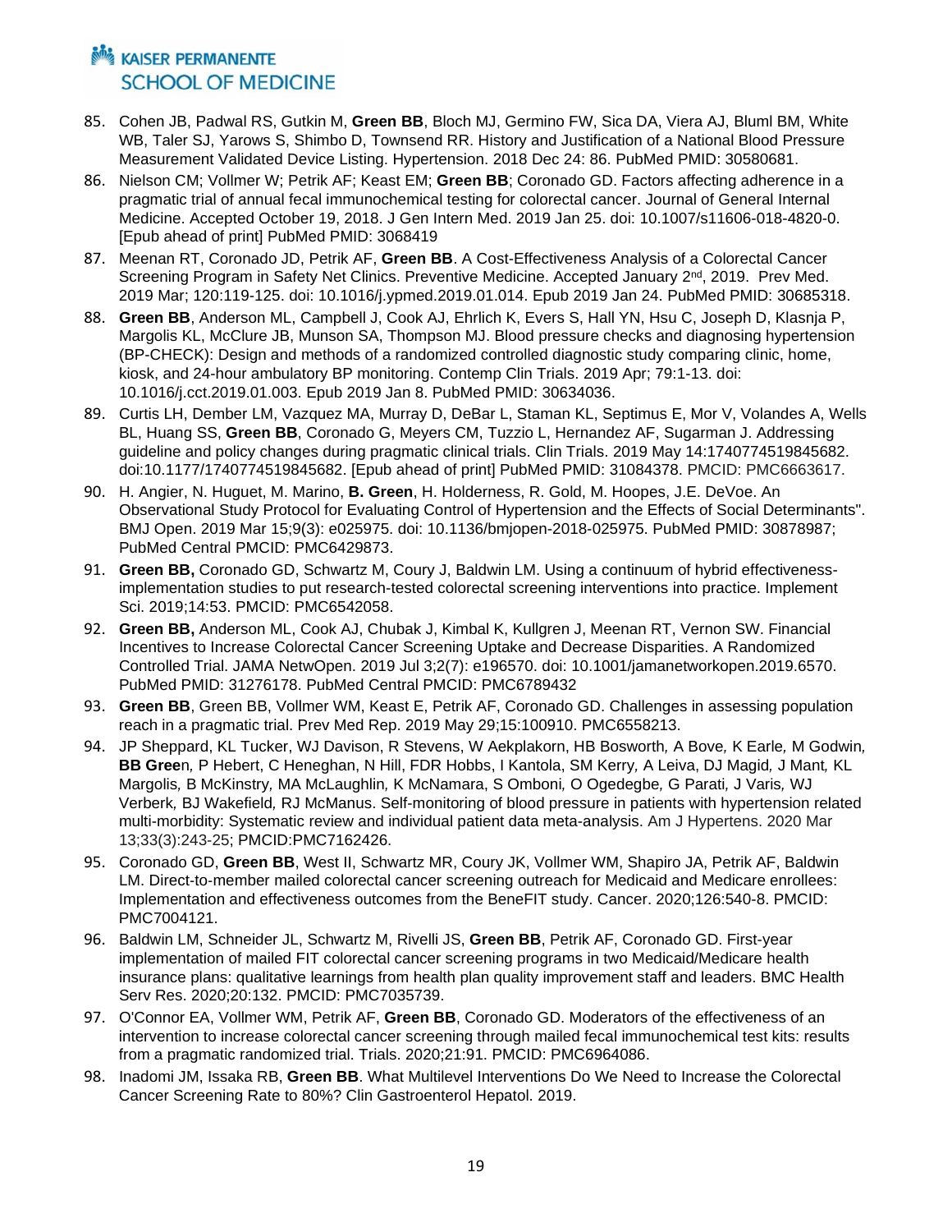85. Cohen JB, Padwal RS, Gutkin M, **Green BB**, Bloch MJ, Germino FW, Sica DA, Viera AJ, Bluml BM, White WB, Taler SJ, Yarows S, Shimbo D, Townsend RR. History and Justification of a National Blood Pressure Measurement Validated Device Listing. Hypertension. 2018 Dec 24: 86. PubMed PMID: 30580681.
86. Nielson CM; Vollmer W; Petrik AF; Keast EM; **Green BB**; Coronado GD. Factors affecting adherence in a pragmatic trial of annual fecal immunochemical testing for colorectal cancer. Journal of General Internal Medicine. Accepted October 19, 2018. J Gen Intern Med. 2019 Jan 25. doi: 10.1007/s11606-018-4820-0. [Epub ahead of print] PubMed PMID: 3068419
87. Meenan RT, Coronado JD, Petrik AF, **Green BB**. A Cost-Effectiveness Analysis of a Colorectal Cancer Screening Program in Safety Net Clinics. Preventive Medicine. Accepted January 2nd, 2019. Prev Med. 2019 Mar; 120:119-125. doi: 10.1016/j.ypmed.2019.01.014. Epub 2019 Jan 24. PubMed PMID: 30685318.
88. **Green BB**, Anderson ML, Campbell J, Cook AJ, Ehrlich K, Evers S, Hall YN, Hsu C, Joseph D, Klasnja P, Margolis KL, McClure JB, Munson SA, Thompson MJ. Blood pressure checks and diagnosing hypertension (BP-CHECK): Design and methods of a randomized controlled diagnostic study comparing clinic, home, kiosk, and 24-hour ambulatory BP monitoring. Contemp Clin Trials. 2019 Apr; 79:1-13. doi: 10.1016/j.cct.2019.01.003. Epub 2019 Jan 8. PubMed PMID: 30634036.
89. Curtis LH, Dember LM, Vazquez MA, Murray D, DeBar L, Staman KL, Septimus E, Mor V, Volandes A, Wells BL, Huang SS, **Green BB**, Coronado G, Meyers CM, Tuzzio L, Hernandez AF, Sugarman J. Addressing guideline and policy changes during pragmatic clinical trials. Clin Trials. 2019 May 14:1740774519845682. doi:10.1177/1740774519845682. [Epub ahead of print] PubMed PMID: 31084378. PMCID: PMC6663617.
90. H. Angier, N. Huguet, M. Marino, **B. Green**, H. Holderness, R. Gold, M. Hoopes, J.E. DeVoe. An Observational Study Protocol for Evaluating Control of Hypertension and the Effects of Social Determinants". BMJ Open. 2019 Mar 15;9(3): e025975. doi: 10.1136/bmjopen-2018-025975. PubMed PMID: 30878987; PubMed Central PMCID: PMC6429873.
91. **Green BB,** Coronado GD, Schwartz M, Coury J, Baldwin LM. Using a continuum of hybrid effectiveness-implementation studies to put research-tested colorectal screening interventions into practice. Implement Sci. 2019;14:53. PMCID: PMC6542058.
92. **Green BB,** Anderson ML, Cook AJ, Chubak J, Kimbal K, Kullgren J, Meenan RT, Vernon SW. Financial Incentives to Increase Colorectal Cancer Screening Uptake and Decrease Disparities. A Randomized Controlled Trial. JAMA NetwOpen. 2019 Jul 3;2(7): e196570. doi: 10.1001/jamanetworkopen.2019.6570. PubMed PMID: 31276178. PubMed Central PMCID: PMC6789432
93. **Green BB**, Green BB, Vollmer WM, Keast E, Petrik AF, Coronado GD. Challenges in assessing population reach in a pragmatic trial. Prev Med Rep. 2019 May 29;15:100910. PMC6558213.
94. JP Sheppard, KL Tucker, WJ Davison, R Stevens, W Aekplakorn, HB Bosworth, A Bove, K Earle, M Godwin, **BB Gree**n, P Hebert, C Heneghan, N Hill, FDR Hobbs, I Kantola, SM Kerry, A Leiva, DJ Magid, J Mant, KL Margolis, B McKinstry, MA McLaughlin, K McNamara, S Omboni, O Ogedegbe, G Parati, J Varis, WJ Verberk, BJ Wakefield, RJ McManus. Self-monitoring of blood pressure in patients with hypertension related multi-morbidity: Systematic review and individual patient data meta-analysis. Am J Hypertens. 2020 Mar 13;33(3):243-25; PMCID:PMC7162426.
95. Coronado GD, **Green BB**, West II, Schwartz MR, Coury JK, Vollmer WM, Shapiro JA, Petrik AF, Baldwin LM. Direct-to-member mailed colorectal cancer screening outreach for Medicaid and Medicare enrollees: Implementation and effectiveness outcomes from the BeneFIT study. Cancer. 2020;126:540-8. PMCID: PMC7004121.
96. Baldwin LM, Schneider JL, Schwartz M, Rivelli JS, **Green BB**, Petrik AF, Coronado GD. First-year implementation of mailed FIT colorectal cancer screening programs in two Medicaid/Medicare health insurance plans: qualitative learnings from health plan quality improvement staff and leaders. BMC Health Serv Res. 2020;20:132. PMCID: PMC7035739.
97. O'Connor EA, Vollmer WM, Petrik AF, **Green BB**, Coronado GD. Moderators of the effectiveness of an intervention to increase colorectal cancer screening through mailed fecal immunochemical test kits: results from a pragmatic randomized trial. Trials. 2020;21:91. PMCID: PMC6964086.
98. Inadomi JM, Issaka RB, **Green BB**. What Multilevel Interventions Do We Need to Increase the Colorectal Cancer Screening Rate to 80%? Clin Gastroenterol Hepatol. 2019.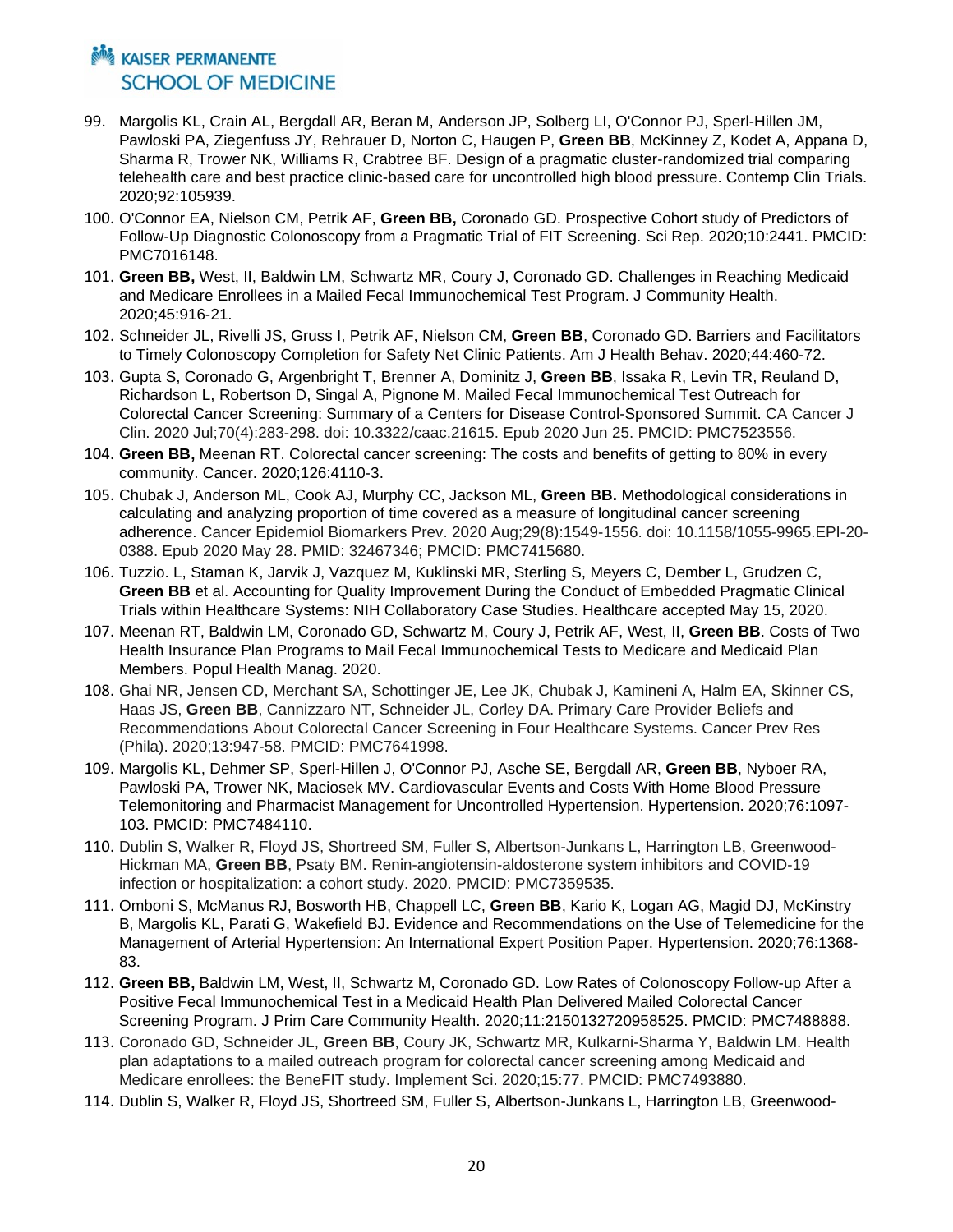99. Margolis KL, Crain AL, Bergdall AR, Beran M, Anderson JP, Solberg LI, O'Connor PJ, Sperl-Hillen JM, Pawloski PA, Ziegenfuss JY, Rehrauer D, Norton C, Haugen P, **Green BB**, McKinney Z, Kodet A, Appana D, Sharma R, Trower NK, Williams R, Crabtree BF. Design of a pragmatic cluster-randomized trial comparing telehealth care and best practice clinic-based care for uncontrolled high blood pressure. Contemp Clin Trials. 2020;92:105939.
100. O'Connor EA, Nielson CM, Petrik AF, **Green BB,** Coronado GD. Prospective Cohort study of Predictors of Follow-Up Diagnostic Colonoscopy from a Pragmatic Trial of FIT Screening. Sci Rep. 2020;10:2441. PMCID: PMC7016148.
101. **Green BB,** West, II, Baldwin LM, Schwartz MR, Coury J, Coronado GD. Challenges in Reaching Medicaid and Medicare Enrollees in a Mailed Fecal Immunochemical Test Program. J Community Health. 2020;45:916-21.
102. Schneider JL, Rivelli JS, Gruss I, Petrik AF, Nielson CM, **Green BB**, Coronado GD. Barriers and Facilitators to Timely Colonoscopy Completion for Safety Net Clinic Patients. Am J Health Behav. 2020;44:460-72.
103. Gupta S, Coronado G, Argenbright T, Brenner A, Dominitz J, **Green BB**, Issaka R, Levin TR, Reuland D, Richardson L, Robertson D, Singal A, Pignone M. Mailed Fecal Immunochemical Test Outreach for Colorectal Cancer Screening: Summary of a Centers for Disease Control-Sponsored Summit. CA Cancer J Clin. 2020 Jul;70(4):283-298. doi: 10.3322/caac.21615. Epub 2020 Jun 25. PMCID: PMC7523556.
104. **Green BB,** Meenan RT. Colorectal cancer screening: The costs and benefits of getting to 80% in every community. Cancer. 2020;126:4110-3.
105. Chubak J, Anderson ML, Cook AJ, Murphy CC, Jackson ML, **Green BB.** Methodological considerations in calculating and analyzing proportion of time covered as a measure of longitudinal cancer screening adherence. Cancer Epidemiol Biomarkers Prev. 2020 Aug;29(8):1549-1556. doi: 10.1158/1055-9965.EPI-20-0388. Epub 2020 May 28. PMID: 32467346; PMCID: PMC7415680.
106. Tuzzio. L, Staman K, Jarvik J, Vazquez M, Kuklinski MR, Sterling S, Meyers C, Dember L, Grudzen C, **Green BB** et al. Accounting for Quality Improvement During the Conduct of Embedded Pragmatic Clinical Trials within Healthcare Systems: NIH Collaboratory Case Studies. Healthcare accepted May 15, 2020.
107. Meenan RT, Baldwin LM, Coronado GD, Schwartz M, Coury J, Petrik AF, West, II, **Green BB**. Costs of Two Health Insurance Plan Programs to Mail Fecal Immunochemical Tests to Medicare and Medicaid Plan Members. Popul Health Manag. 2020.
108. Ghai NR, Jensen CD, Merchant SA, Schottinger JE, Lee JK, Chubak J, Kamineni A, Halm EA, Skinner CS, Haas JS, **Green BB**, Cannizzaro NT, Schneider JL, Corley DA. Primary Care Provider Beliefs and Recommendations About Colorectal Cancer Screening in Four Healthcare Systems. Cancer Prev Res (Phila). 2020;13:947-58. PMCID: PMC7641998.
109. Margolis KL, Dehmer SP, Sperl-Hillen J, O'Connor PJ, Asche SE, Bergdall AR, **Green BB**, Nyboer RA, Pawloski PA, Trower NK, Maciosek MV. Cardiovascular Events and Costs With Home Blood Pressure Telemonitoring and Pharmacist Management for Uncontrolled Hypertension. Hypertension. 2020;76:1097-103. PMCID: PMC7484110.
110. Dublin S, Walker R, Floyd JS, Shortreed SM, Fuller S, Albertson-Junkans L, Harrington LB, Greenwood-Hickman MA, **Green BB**, Psaty BM. Renin-angiotensin-aldosterone system inhibitors and COVID-19 infection or hospitalization: a cohort study. 2020. PMCID: PMC7359535.
111. Omboni S, McManus RJ, Bosworth HB, Chappell LC, **Green BB**, Kario K, Logan AG, Magid DJ, McKinstry B, Margolis KL, Parati G, Wakefield BJ. Evidence and Recommendations on the Use of Telemedicine for the Management of Arterial Hypertension: An International Expert Position Paper. Hypertension. 2020;76:1368-83.
112. **Green BB,** Baldwin LM, West, II, Schwartz M, Coronado GD. Low Rates of Colonoscopy Follow-up After a Positive Fecal Immunochemical Test in a Medicaid Health Plan Delivered Mailed Colorectal Cancer Screening Program. J Prim Care Community Health. 2020;11:2150132720958525. PMCID: PMC7488888.
113. Coronado GD, Schneider JL, **Green BB**, Coury JK, Schwartz MR, Kulkarni-Sharma Y, Baldwin LM. Health plan adaptations to a mailed outreach program for colorectal cancer screening among Medicaid and Medicare enrollees: the BeneFIT study. Implement Sci. 2020;15:77. PMCID: PMC7493880.
114. Dublin S, Walker R, Floyd JS, Shortreed SM, Fuller S, Albertson-Junkans L, Harrington LB, Greenwood-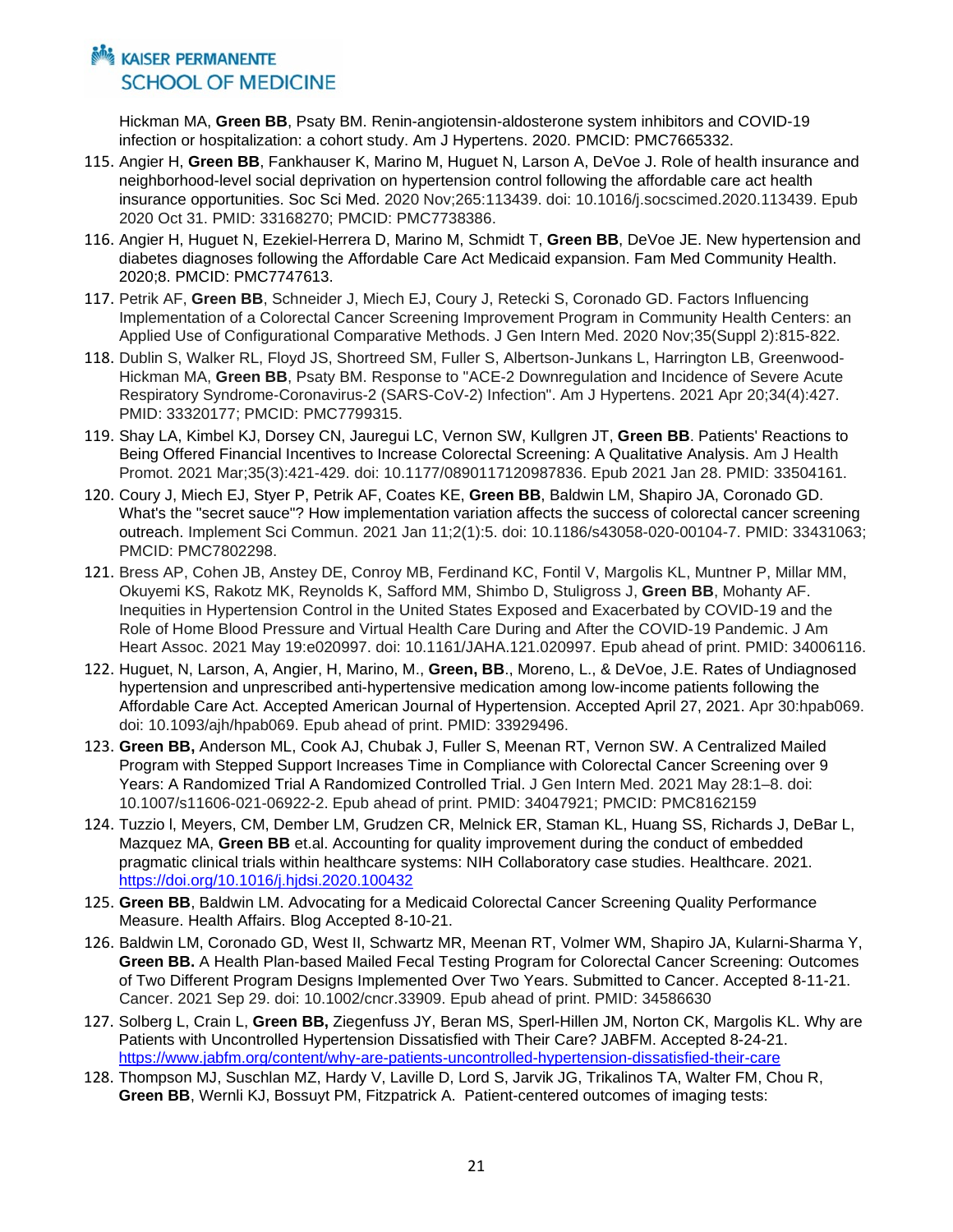Hickman MA, **Green BB**, Psaty BM. Renin-angiotensin-aldosterone system inhibitors and COVID-19 infection or hospitalization: a cohort study. Am J Hypertens. 2020. PMCID: PMC7665332.

115. Angier H, **Green BB**, Fankhauser K, Marino M, Huguet N, Larson A, DeVoe J. Role of health insurance and neighborhood-level social deprivation on hypertension control following the affordable care act health insurance opportunities. Soc Sci Med. 2020 Nov;265:113439. doi: 10.1016/j.socscimed.2020.113439. Epub 2020 Oct 31. PMID: 33168270; PMCID: PMC7738386.
116. Angier H, Huguet N, Ezekiel-Herrera D, Marino M, Schmidt T, **Green BB**, DeVoe JE. New hypertension and diabetes diagnoses following the Affordable Care Act Medicaid expansion. Fam Med Community Health. 2020;8. PMCID: PMC7747613.
117. Petrik AF, **Green BB**, Schneider J, Miech EJ, Coury J, Retecki S, Coronado GD. Factors Influencing Implementation of a Colorectal Cancer Screening Improvement Program in Community Health Centers: an Applied Use of Configurational Comparative Methods. J Gen Intern Med. 2020 Nov;35(Suppl 2):815-822.
118. Dublin S, Walker RL, Floyd JS, Shortreed SM, Fuller S, Albertson-Junkans L, Harrington LB, Greenwood-Hickman MA, **Green BB**, Psaty BM. Response to "ACE-2 Downregulation and Incidence of Severe Acute Respiratory Syndrome-Coronavirus-2 (SARS-CoV-2) Infection". Am J Hypertens. 2021 Apr 20;34(4):427. PMID: 33320177; PMCID: PMC7799315.
119. Shay LA, Kimbel KJ, Dorsey CN, Jauregui LC, Vernon SW, Kullgren JT, **Green BB**. Patients' Reactions to Being Offered Financial Incentives to Increase Colorectal Screening: A Qualitative Analysis. Am J Health Promot. 2021 Mar;35(3):421-429. doi: 10.1177/0890117120987836. Epub 2021 Jan 28. PMID: 33504161.
120. Coury J, Miech EJ, Styer P, Petrik AF, Coates KE, **Green BB**, Baldwin LM, Shapiro JA, Coronado GD. What's the "secret sauce"? How implementation variation affects the success of colorectal cancer screening outreach. Implement Sci Commun. 2021 Jan 11;2(1):5. doi: 10.1186/s43058-020-00104-7. PMID: 33431063; PMCID: PMC7802298.
121. Bress AP, Cohen JB, Anstey DE, Conroy MB, Ferdinand KC, Fontil V, Margolis KL, Muntner P, Millar MM, Okuyemi KS, Rakotz MK, Reynolds K, Safford MM, Shimbo D, Stuligross J, **Green BB**, Mohanty AF. Inequities in Hypertension Control in the United States Exposed and Exacerbated by COVID-19 and the Role of Home Blood Pressure and Virtual Health Care During and After the COVID-19 Pandemic. J Am Heart Assoc. 2021 May 19:e020997. doi: 10.1161/JAHA.121.020997. Epub ahead of print. PMID: 34006116.
122. Huguet, N, Larson, A, Angier, H, Marino, M., **Green, BB**., Moreno, L., & DeVoe, J.E. Rates of Undiagnosed hypertension and unprescribed anti-hypertensive medication among low-income patients following the Affordable Care Act. Accepted American Journal of Hypertension. Accepted April 27, 2021. Apr 30:hpab069. doi: 10.1093/ajh/hpab069. Epub ahead of print. PMID: 33929496.
123. **Green BB,** Anderson ML, Cook AJ, Chubak J, Fuller S, Meenan RT, Vernon SW. A Centralized Mailed Program with Stepped Support Increases Time in Compliance with Colorectal Cancer Screening over 9 Years: A Randomized Trial A Randomized Controlled Trial. J Gen Intern Med. 2021 May 28:1–8. doi: 10.1007/s11606-021-06922-2. Epub ahead of print. PMID: 34047921; PMCID: PMC8162159
124. Tuzzio l, Meyers, CM, Dember LM, Grudzen CR, Melnick ER, Staman KL, Huang SS, Richards J, DeBar L, Mazquez MA, **Green BB** et.al. Accounting for quality improvement during the conduct of embedded pragmatic clinical trials within healthcare systems: NIH Collaboratory case studies. Healthcare. 2021. https://doi.org/10.1016/j.hjdsi.2020.100432
125. **Green BB**, Baldwin LM. Advocating for a Medicaid Colorectal Cancer Screening Quality Performance Measure. Health Affairs. Blog Accepted 8-10-21.
126. Baldwin LM, Coronado GD, West II, Schwartz MR, Meenan RT, Volmer WM, Shapiro JA, Kularni-Sharma Y, **Green BB.** A Health Plan-based Mailed Fecal Testing Program for Colorectal Cancer Screening: Outcomes of Two Different Program Designs Implemented Over Two Years. Submitted to Cancer. Accepted 8-11-21. Cancer. 2021 Sep 29. doi: 10.1002/cncr.33909. Epub ahead of print. PMID: 34586630
127. Solberg L, Crain L, **Green BB,** Ziegenfuss JY, Beran MS, Sperl-Hillen JM, Norton CK, Margolis KL. Why are Patients with Uncontrolled Hypertension Dissatisfied with Their Care? JABFM. Accepted 8-24-21. https://www.jabfm.org/content/why-are-patients-uncontrolled-hypertension-dissatisfied-their-care
128. Thompson MJ, Suschlan MZ, Hardy V, Laville D, Lord S, Jarvik JG, Trikalinos TA, Walter FM, Chou R, **Green BB**, Wernli KJ, Bossuyt PM, Fitzpatrick A. Patient-centered outcomes of imaging tests: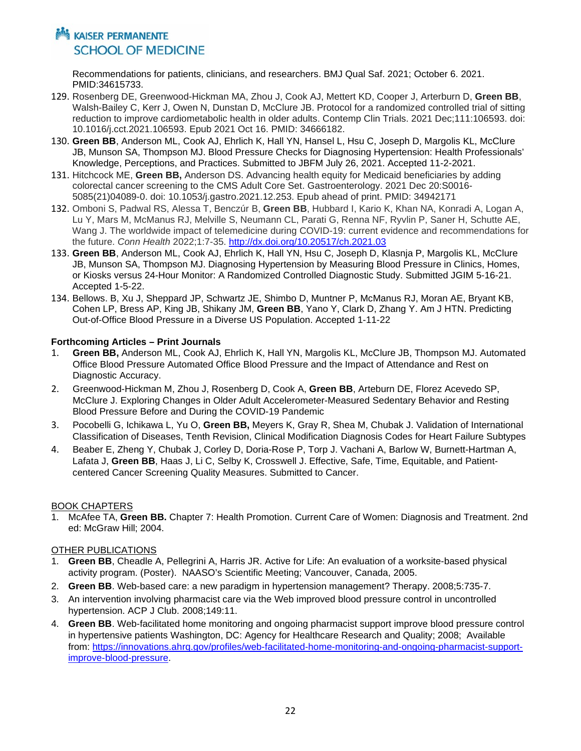Recommendations for patients, clinicians, and researchers. BMJ Qual Saf. 2021; October 6. 2021. PMID:34615733.

129. Rosenberg DE, Greenwood-Hickman MA, Zhou J, Cook AJ, Mettert KD, Cooper J, Arterburn D, **Green BB**, Walsh-Bailey C, Kerr J, Owen N, Dunstan D, McClure JB. Protocol for a randomized controlled trial of sitting reduction to improve cardiometabolic health in older adults. Contemp Clin Trials. 2021 Dec;111:106593. doi: 10.1016/j.cct.2021.106593. Epub 2021 Oct 16. PMID: 34666182.
130. **Green BB**, Anderson ML, Cook AJ, Ehrlich K, Hall YN, Hansel L, Hsu C, Joseph D, Margolis KL, McClure JB, Munson SA, Thompson MJ. Blood Pressure Checks for Diagnosing Hypertension: Health Professionals' Knowledge, Perceptions, and Practices. Submitted to JBFM July 26, 2021. Accepted 11-2-2021.
131. Hitchcock ME, **Green BB,** Anderson DS. Advancing health equity for Medicaid beneficiaries by adding colorectal cancer screening to the CMS Adult Core Set. Gastroenterology. 2021 Dec 20:S0016-5085(21)04089-0. doi: 10.1053/j.gastro.2021.12.253. Epub ahead of print. PMID: 34942171
132. Omboni S, Padwal RS, Alessa T, Benczúr B, **Green BB**, Hubbard I, Kario K, Khan NA, Konradi A, Logan A, Lu Y, Mars M, McManus RJ, Melville S, Neumann CL, Parati G, Renna NF, Ryvlin P, Saner H, Schutte AE, Wang J. The worldwide impact of telemedicine during COVID-19: current evidence and recommendations for the future. *Conn Health* 2022;1:7-35. http://dx.doi.org/10.20517/ch.2021.03
133. **Green BB**, Anderson ML, Cook AJ, Ehrlich K, Hall YN, Hsu C, Joseph D, Klasnja P, Margolis KL, McClure JB, Munson SA, Thompson MJ. Diagnosing Hypertension by Measuring Blood Pressure in Clinics, Homes, or Kiosks versus 24-Hour Monitor: A Randomized Controlled Diagnostic Study. Submitted JGIM 5-16-21. Accepted 1-5-22.
134. Bellows. B, Xu J, Sheppard JP, Schwartz JE, Shimbo D, Muntner P, McManus RJ, Moran AE, Bryant KB, Cohen LP, Bress AP, King JB, Shikany JM, **Green BB**, Yano Y, Clark D, Zhang Y. Am J HTN. Predicting Out-of-Office Blood Pressure in a Diverse US Population. Accepted 1-11-22

**Forthcoming Articles – Print Journals**

1. **Green BB,** Anderson ML, Cook AJ, Ehrlich K, Hall YN, Margolis KL, McClure JB, Thompson MJ. Automated Office Blood Pressure Automated Office Blood Pressure and the Impact of Attendance and Rest on Diagnostic Accuracy.
2. Greenwood-Hickman M, Zhou J, Rosenberg D, Cook A, **Green BB**, Arteburn DE, Florez Acevedo SP, McClure J. Exploring Changes in Older Adult Accelerometer-Measured Sedentary Behavior and Resting Blood Pressure Before and During the COVID-19 Pandemic
3. Pocobelli G, Ichikawa L, Yu O, **Green BB,** Meyers K, Gray R, Shea M, Chubak J. Validation of International Classification of Diseases, Tenth Revision, Clinical Modification Diagnosis Codes for Heart Failure Subtypes
4. Beaber E, Zheng Y, Chubak J, Corley D, Doria-Rose P, Torp J. Vachani A, Barlow W, Burnett-Hartman A, Lafata J, **Green BB**, Haas J, Li C, Selby K, Crosswell J. Effective, Safe, Time, Equitable, and Patient-centered Cancer Screening Quality Measures. Submitted to Cancer.

BOOK CHAPTERS

1. McAfee TA, **Green BB.** Chapter 7: Health Promotion. Current Care of Women: Diagnosis and Treatment. 2nd ed: McGraw Hill; 2004.

OTHER PUBLICATIONS

1. **Green BB**, Cheadle A, Pellegrini A, Harris JR. Active for Life: An evaluation of a worksite-based physical activity program. (Poster). NAASO's Scientific Meeting; Vancouver, Canada, 2005.
2. **Green BB**. Web-based care: a new paradigm in hypertension management? Therapy. 2008;5:735-7.
3. An intervention involving pharmacist care via the Web improved blood pressure control in uncontrolled hypertension. ACP J Club. 2008;149:11.
4. **Green BB**. Web-facilitated home monitoring and ongoing pharmacist support improve blood pressure control in hypertensive patients Washington, DC: Agency for Healthcare Research and Quality; 2008; Available from: https://innovations.ahrq.gov/profiles/web-facilitated-home-monitoring-and-ongoing-pharmacist-support-improve-blood-pressure.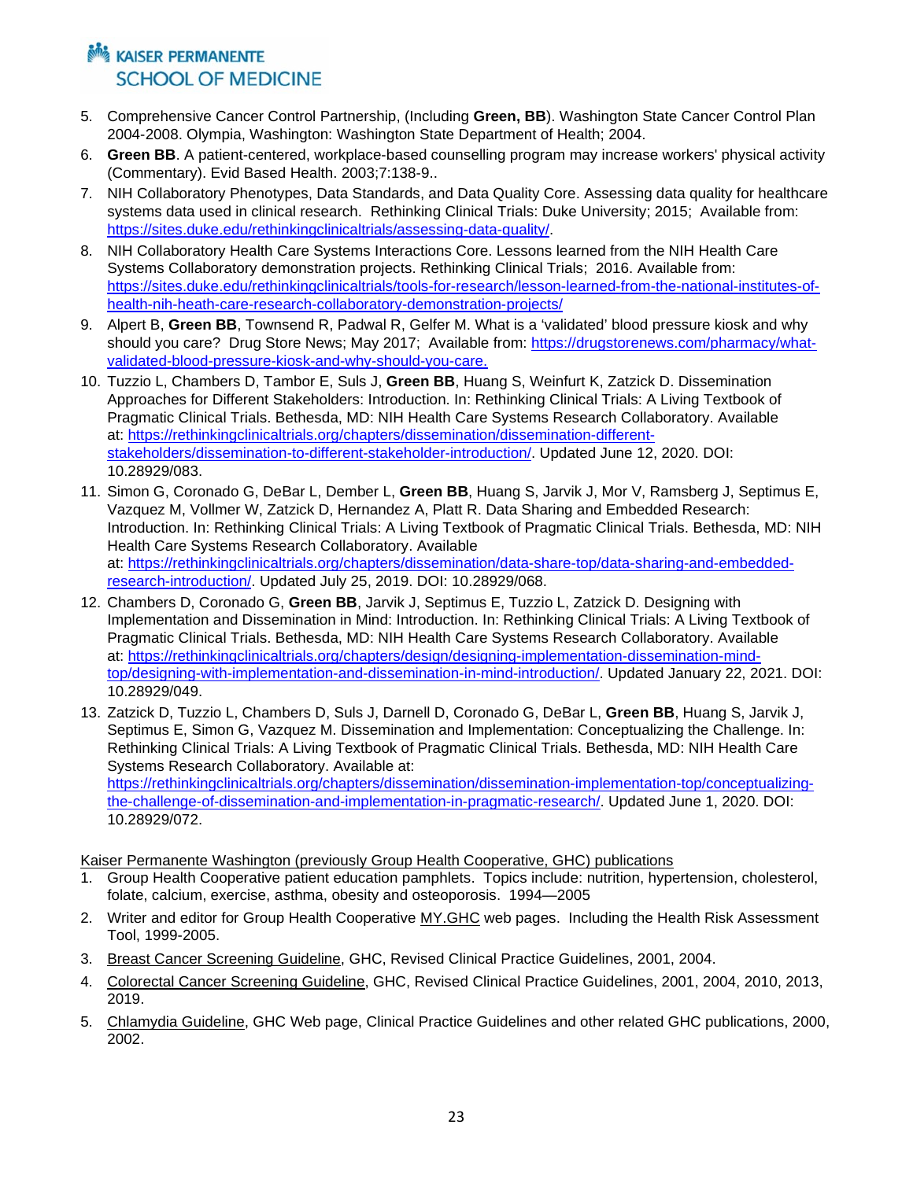5. Comprehensive Cancer Control Partnership, (Including **Green, BB**). Washington State Cancer Control Plan 2004-2008. Olympia, Washington: Washington State Department of Health; 2004.
6. **Green BB**. A patient-centered, workplace-based counselling program may increase workers' physical activity (Commentary). Evid Based Health. 2003;7:138-9..
7. NIH Collaboratory Phenotypes, Data Standards, and Data Quality Core. Assessing data quality for healthcare systems data used in clinical research. Rethinking Clinical Trials: Duke University; 2015; Available from: https://sites.duke.edu/rethinkingclinicaltrials/assessing-data-quality/.
8. NIH Collaboratory Health Care Systems Interactions Core. Lessons learned from the NIH Health Care Systems Collaboratory demonstration projects. Rethinking Clinical Trials; 2016. Available from: https://sites.duke.edu/rethinkingclinicaltrials/tools-for-research/lesson-learned-from-the-national-institutes-of-health-nih-heath-care-research-collaboratory-demonstration-projects/
9. Alpert B, **Green BB**, Townsend R, Padwal R, Gelfer M. What is a 'validated' blood pressure kiosk and why should you care? Drug Store News; May 2017; Available from: https://drugstorenews.com/pharmacy/what-validated-blood-pressure-kiosk-and-why-should-you-care.
10. Tuzzio L, Chambers D, Tambor E, Suls J, **Green BB**, Huang S, Weinfurt K, Zatzick D. Dissemination Approaches for Different Stakeholders: Introduction. In: Rethinking Clinical Trials: A Living Textbook of Pragmatic Clinical Trials. Bethesda, MD: NIH Health Care Systems Research Collaboratory. Available at: https://rethinkingclinicaltrials.org/chapters/dissemination/dissemination-different-stakeholders/dissemination-to-different-stakeholder-introduction/. Updated June 12, 2020. DOI: 10.28929/083.
11. Simon G, Coronado G, DeBar L, Dember L, **Green BB**, Huang S, Jarvik J, Mor V, Ramsberg J, Septimus E, Vazquez M, Vollmer W, Zatzick D, Hernandez A, Platt R. Data Sharing and Embedded Research: Introduction. In: Rethinking Clinical Trials: A Living Textbook of Pragmatic Clinical Trials. Bethesda, MD: NIH Health Care Systems Research Collaboratory. Available at: https://rethinkingclinicaltrials.org/chapters/dissemination/data-share-top/data-sharing-and-embedded-research-introduction/. Updated July 25, 2019. DOI: 10.28929/068.
12. Chambers D, Coronado G, **Green BB**, Jarvik J, Septimus E, Tuzzio L, Zatzick D. Designing with Implementation and Dissemination in Mind: Introduction. In: Rethinking Clinical Trials: A Living Textbook of Pragmatic Clinical Trials. Bethesda, MD: NIH Health Care Systems Research Collaboratory. Available at: https://rethinkingclinicaltrials.org/chapters/design/designing-implementation-dissemination-mind-top/designing-with-implementation-and-dissemination-in-mind-introduction/. Updated January 22, 2021. DOI: 10.28929/049.
13. Zatzick D, Tuzzio L, Chambers D, Suls J, Darnell D, Coronado G, DeBar L, **Green BB**, Huang S, Jarvik J, Septimus E, Simon G, Vazquez M. Dissemination and Implementation: Conceptualizing the Challenge. In: Rethinking Clinical Trials: A Living Textbook of Pragmatic Clinical Trials. Bethesda, MD: NIH Health Care Systems Research Collaboratory. Available at: https://rethinkingclinicaltrials.org/chapters/dissemination/dissemination-implementation-top/conceptualizing-the-challenge-of-dissemination-and-implementation-in-pragmatic-research/. Updated June 1, 2020. DOI: 10.28929/072.

Kaiser Permanente Washington (previously Group Health Cooperative, GHC) publications

1. Group Health Cooperative patient education pamphlets. Topics include: nutrition, hypertension, cholesterol, folate, calcium, exercise, asthma, obesity and osteoporosis. 1994—2005
2. Writer and editor for Group Health Cooperative MY.GHC web pages. Including the Health Risk Assessment Tool, 1999-2005.
3. Breast Cancer Screening Guideline, GHC, Revised Clinical Practice Guidelines, 2001, 2004.
4. Colorectal Cancer Screening Guideline, GHC, Revised Clinical Practice Guidelines, 2001, 2004, 2010, 2013, 2019.
5. Chlamydia Guideline, GHC Web page, Clinical Practice Guidelines and other related GHC publications, 2000, 2002.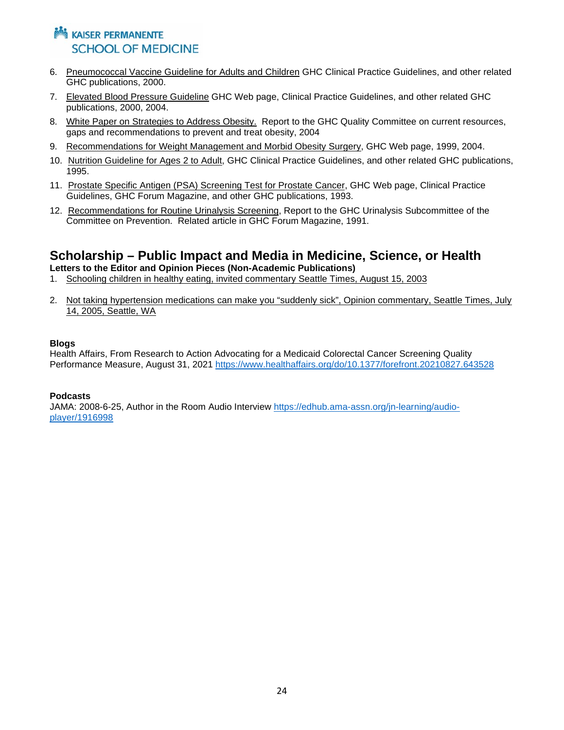6. Pneumococcal Vaccine Guideline for Adults and Children GHC Clinical Practice Guidelines, and other related GHC publications, 2000.
7. Elevated Blood Pressure Guideline GHC Web page, Clinical Practice Guidelines, and other related GHC publications, 2000, 2004.
8. White Paper on Strategies to Address Obesity. Report to the GHC Quality Committee on current resources, gaps and recommendations to prevent and treat obesity, 2004
9. Recommendations for Weight Management and Morbid Obesity Surgery, GHC Web page, 1999, 2004.
10. Nutrition Guideline for Ages 2 to Adult, GHC Clinical Practice Guidelines, and other related GHC publications, 1995.
11. Prostate Specific Antigen (PSA) Screening Test for Prostate Cancer, GHC Web page, Clinical Practice Guidelines, GHC Forum Magazine, and other GHC publications, 1993.
12. Recommendations for Routine Urinalysis Screening, Report to the GHC Urinalysis Subcommittee of the Committee on Prevention. Related article in GHC Forum Magazine, 1991.

## Scholarship – Public Impact and Media in Medicine, Science, or Health

**Letters to the Editor and Opinion Pieces (Non-Academic Publications)**

1. Schooling children in healthy eating, invited commentary Seattle Times, August 15, 2003
2. Not taking hypertension medications can make you "suddenly sick", Opinion commentary, Seattle Times, July 14, 2005, Seattle, WA

**Blogs**

Health Affairs, From Research to Action Advocating for a Medicaid Colorectal Cancer Screening Quality Performance Measure, August 31, 2021 https://www.healthaffairs.org/do/10.1377/forefront.20210827.643528

**Podcasts**

JAMA: 2008-6-25, Author in the Room Audio Interview https://edhub.ama-assn.org/jn-learning/audio-player/1916998